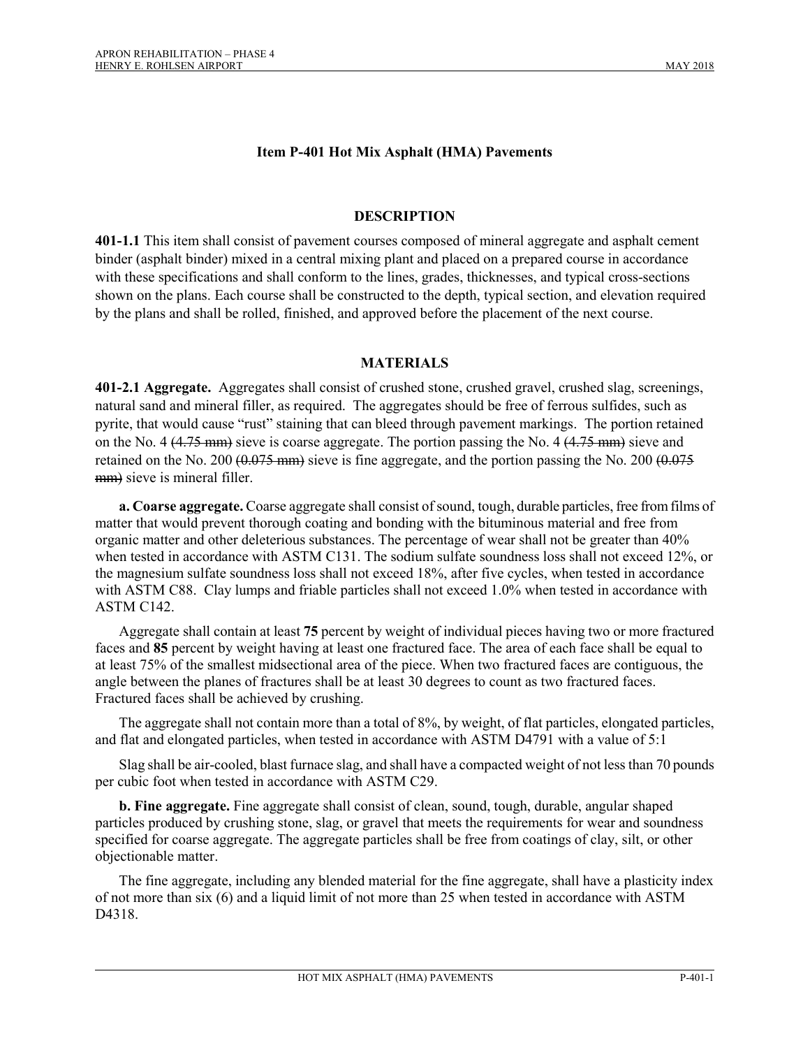## Item P-401 Hot Mix Asphalt (HMA) Pavements

### DESCRIPTION

**401-1.1** This item shall consist of pavement courses composed of mineral aggregate and asphalt cement binder (asphalt binder) mixed in a central mixing plant and placed on a prepared course in accordance with these specifications and shall conform to the lines, grades, thicknesses, and typical cross-sections shown on the plans. Each course shall be constructed to the depth, typical section, and elevation required by the plans and shall be rolled, finished, and approved before the placement of the next course.

### MATERIALS

**401-2.1 Aggregate.** Aggregates shall consist of crushed stone, crushed gravel, crushed slag, screenings, natural sand and mineral filler, as required. The aggregates should be free of ferrous sulfides, such as pyrite, that would cause "rust" staining that can bleed through pavement markings. The portion retained on the No. 4 ~~(4.75 mm)~~ sieve is coarse aggregate. The portion passing the No. 4 ~~(4.75 mm)~~ sieve and retained on the No. 200 ~~(0.075 mm)~~ sieve is fine aggregate, and the portion passing the No. 200 ~~(0.075 mm)~~ sieve is mineral filler.

**a. Coarse aggregate.** Coarse aggregate shall consist of sound, tough, durable particles, free from films of matter that would prevent thorough coating and bonding with the bituminous material and free from organic matter and other deleterious substances. The percentage of wear shall not be greater than 40% when tested in accordance with ASTM C131. The sodium sulfate soundness loss shall not exceed 12%, or the magnesium sulfate soundness loss shall not exceed 18%, after five cycles, when tested in accordance with ASTM C88. Clay lumps and friable particles shall not exceed 1.0% when tested in accordance with ASTM C142.

Aggregate shall contain at least **75** percent by weight of individual pieces having two or more fractured faces and **85** percent by weight having at least one fractured face. The area of each face shall be equal to at least 75% of the smallest midsectional area of the piece. When two fractured faces are contiguous, the angle between the planes of fractures shall be at least 30 degrees to count as two fractured faces. Fractured faces shall be achieved by crushing.

The aggregate shall not contain more than a total of 8%, by weight, of flat particles, elongated particles, and flat and elongated particles, when tested in accordance with ASTM D4791 with a value of 5:1

Slag shall be air-cooled, blast furnace slag, and shall have a compacted weight of not less than 70 pounds per cubic foot when tested in accordance with ASTM C29.

**b. Fine aggregate.** Fine aggregate shall consist of clean, sound, tough, durable, angular shaped particles produced by crushing stone, slag, or gravel that meets the requirements for wear and soundness specified for coarse aggregate. The aggregate particles shall be free from coatings of clay, silt, or other objectionable matter.

The fine aggregate, including any blended material for the fine aggregate, shall have a plasticity index of not more than six (6) and a liquid limit of not more than 25 when tested in accordance with ASTM D4318.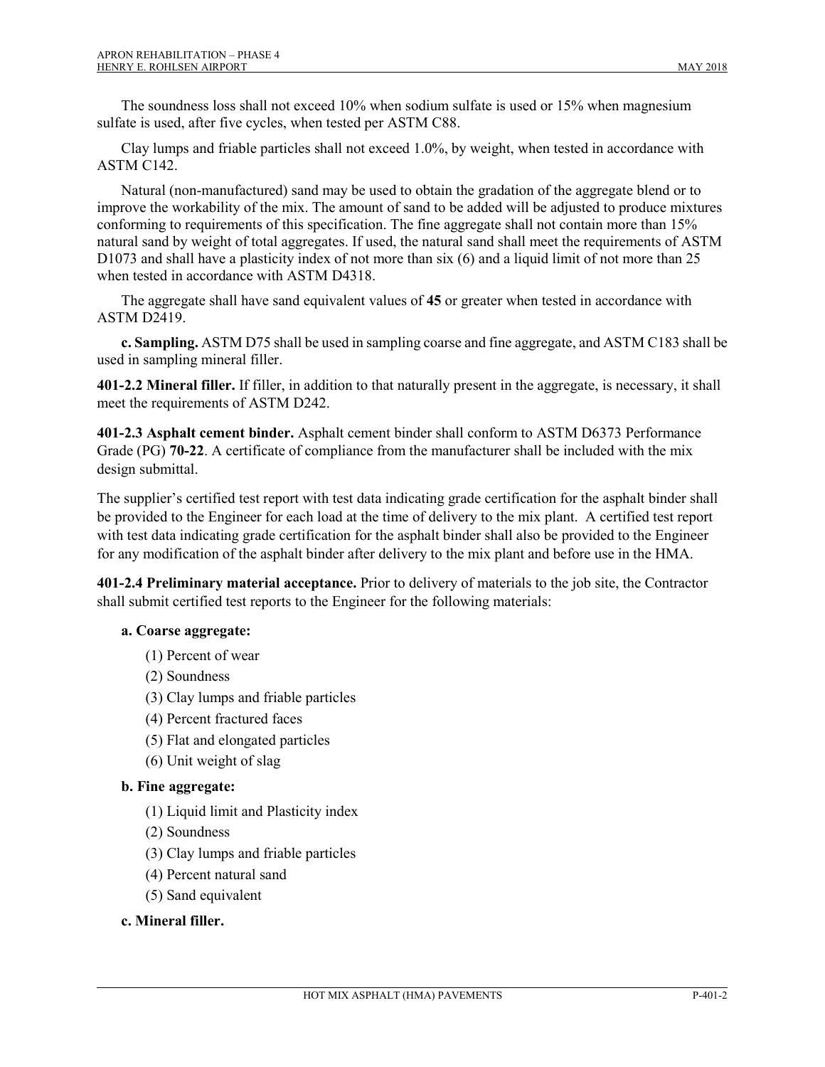The soundness loss shall not exceed 10% when sodium sulfate is used or 15% when magnesium sulfate is used, after five cycles, when tested per ASTM C88.

Clay lumps and friable particles shall not exceed 1.0%, by weight, when tested in accordance with ASTM C142.

Natural (non-manufactured) sand may be used to obtain the gradation of the aggregate blend or to improve the workability of the mix. The amount of sand to be added will be adjusted to produce mixtures conforming to requirements of this specification. The fine aggregate shall not contain more than 15% natural sand by weight of total aggregates. If used, the natural sand shall meet the requirements of ASTM D1073 and shall have a plasticity index of not more than six (6) and a liquid limit of not more than 25 when tested in accordance with ASTM D4318.

The aggregate shall have sand equivalent values of **45** or greater when tested in accordance with ASTM D2419.

**c. Sampling.** ASTM D75 shall be used in sampling coarse and fine aggregate, and ASTM C183 shall be used in sampling mineral filler.

**401-2.2 Mineral filler.** If filler, in addition to that naturally present in the aggregate, is necessary, it shall meet the requirements of ASTM D242.

**401-2.3 Asphalt cement binder.** Asphalt cement binder shall conform to ASTM D6373 Performance Grade (PG) **70-22**. A certificate of compliance from the manufacturer shall be included with the mix design submittal.

The supplier's certified test report with test data indicating grade certification for the asphalt binder shall be provided to the Engineer for each load at the time of delivery to the mix plant. A certified test report with test data indicating grade certification for the asphalt binder shall also be provided to the Engineer for any modification of the asphalt binder after delivery to the mix plant and before use in the HMA.

**401-2.4 Preliminary material acceptance.** Prior to delivery of materials to the job site, the Contractor shall submit certified test reports to the Engineer for the following materials:

**a. Coarse aggregate:**

(1) Percent of wear

(2) Soundness

(3) Clay lumps and friable particles

(4) Percent fractured faces

(5) Flat and elongated particles

(6) Unit weight of slag

**b. Fine aggregate:**

(1) Liquid limit and Plasticity index

(2) Soundness

(3) Clay lumps and friable particles

(4) Percent natural sand

(5) Sand equivalent

**c. Mineral filler.**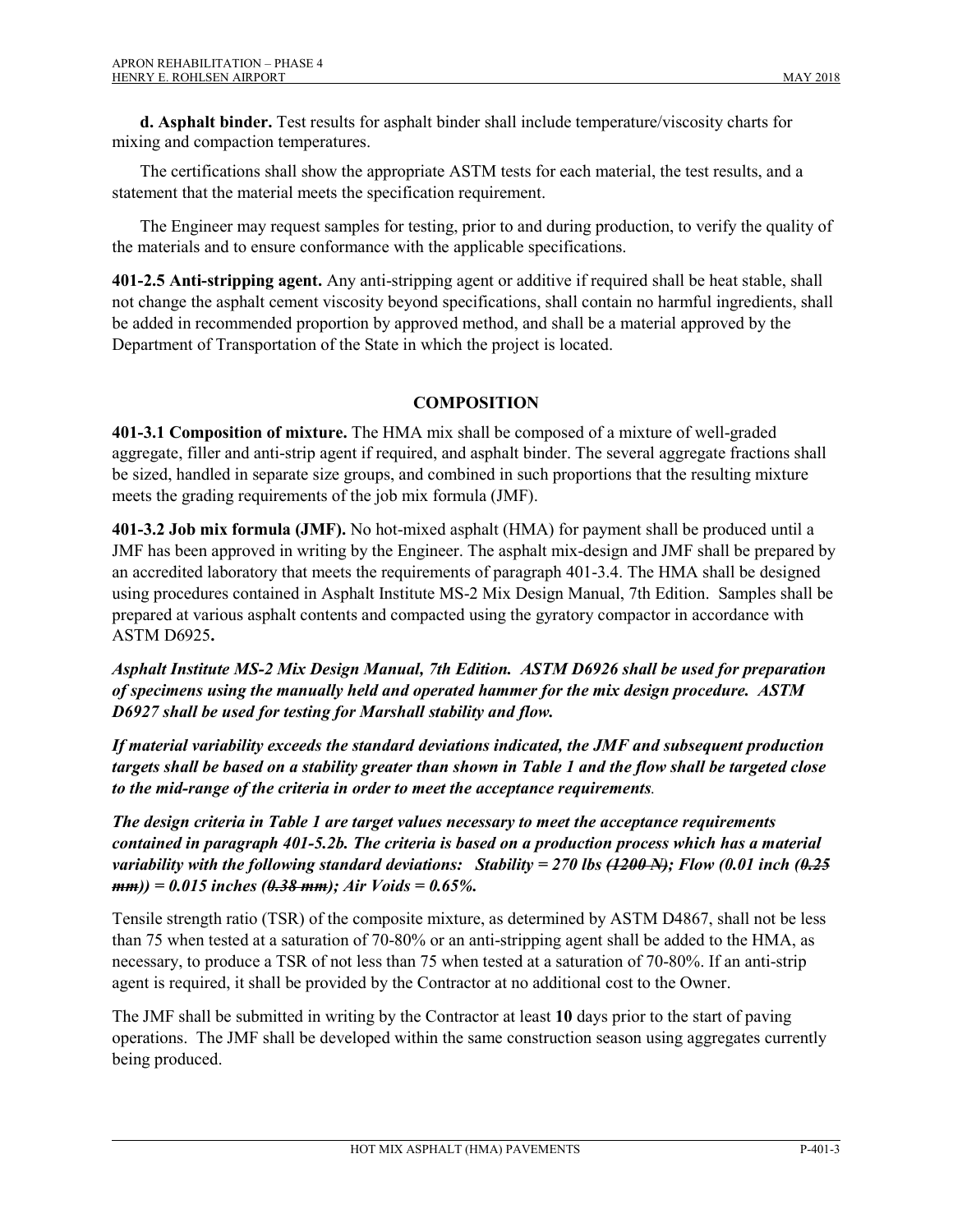**d. Asphalt binder.** Test results for asphalt binder shall include temperature/viscosity charts for mixing and compaction temperatures.

The certifications shall show the appropriate ASTM tests for each material, the test results, and a statement that the material meets the specification requirement.

The Engineer may request samples for testing, prior to and during production, to verify the quality of the materials and to ensure conformance with the applicable specifications.

**401-2.5 Anti-stripping agent.** Any anti-stripping agent or additive if required shall be heat stable, shall not change the asphalt cement viscosity beyond specifications, shall contain no harmful ingredients, shall be added in recommended proportion by approved method, and shall be a material approved by the Department of Transportation of the State in which the project is located.

## COMPOSITION

**401-3.1 Composition of mixture.** The HMA mix shall be composed of a mixture of well-graded aggregate, filler and anti-strip agent if required, and asphalt binder. The several aggregate fractions shall be sized, handled in separate size groups, and combined in such proportions that the resulting mixture meets the grading requirements of the job mix formula (JMF).

**401-3.2 Job mix formula (JMF).** No hot-mixed asphalt (HMA) for payment shall be produced until a JMF has been approved in writing by the Engineer. The asphalt mix-design and JMF shall be prepared by an accredited laboratory that meets the requirements of paragraph 401-3.4. The HMA shall be designed using procedures contained in Asphalt Institute MS-2 Mix Design Manual, 7th Edition. Samples shall be prepared at various asphalt contents and compacted using the gyratory compactor in accordance with ASTM D6925**.**

***Asphalt Institute MS-2 Mix Design Manual, 7th Edition. ASTM D6926 shall be used for preparation of specimens using the manually held and operated hammer for the mix design procedure. ASTM D6927 shall be used for testing for Marshall stability and flow.***

***If material variability exceeds the standard deviations indicated, the JMF and subsequent production targets shall be based on a stability greater than shown in Table 1 and the flow shall be targeted close to the mid-range of the criteria in order to meet the acceptance requirements.***

***The design criteria in Table 1 are target values necessary to meet the acceptance requirements contained in paragraph 401-5.2b. The criteria is based on a production process which has a material variability with the following standard deviations: Stability = 270 lbs ~~(1200 N)~~; Flow (0.01 inch (~~0.25 mm~~)) = 0.015 inches (~~0.38 mm~~); Air Voids = 0.65%.***

Tensile strength ratio (TSR) of the composite mixture, as determined by ASTM D4867, shall not be less than 75 when tested at a saturation of 70-80% or an anti-stripping agent shall be added to the HMA, as necessary, to produce a TSR of not less than 75 when tested at a saturation of 70-80%. If an anti-strip agent is required, it shall be provided by the Contractor at no additional cost to the Owner.

The JMF shall be submitted in writing by the Contractor at least **10** days prior to the start of paving operations. The JMF shall be developed within the same construction season using aggregates currently being produced.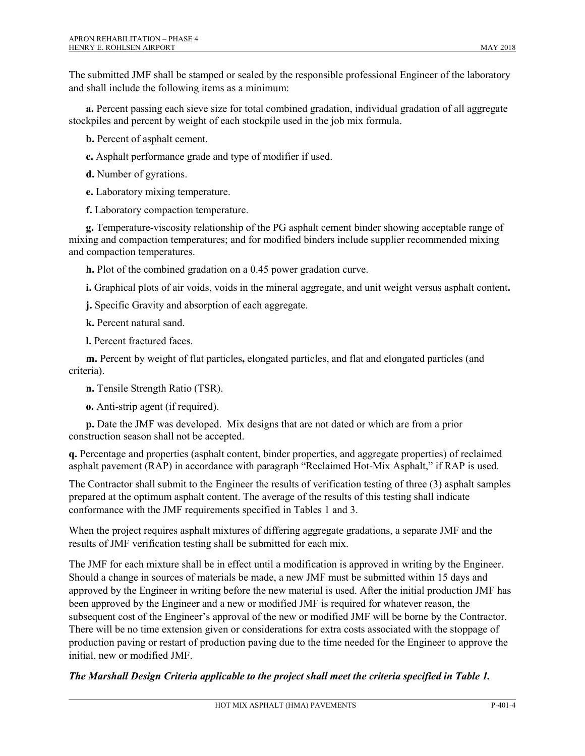The submitted JMF shall be stamped or sealed by the responsible professional Engineer of the laboratory and shall include the following items as a minimum:

**a.** Percent passing each sieve size for total combined gradation, individual gradation of all aggregate stockpiles and percent by weight of each stockpile used in the job mix formula.

**b.** Percent of asphalt cement.

**c.** Asphalt performance grade and type of modifier if used.

**d.** Number of gyrations.

**e.** Laboratory mixing temperature.

**f.** Laboratory compaction temperature.

**g.** Temperature-viscosity relationship of the PG asphalt cement binder showing acceptable range of mixing and compaction temperatures; and for modified binders include supplier recommended mixing and compaction temperatures.

**h.** Plot of the combined gradation on a 0.45 power gradation curve.

**i.** Graphical plots of air voids, voids in the mineral aggregate, and unit weight versus asphalt content**.**

**j.** Specific Gravity and absorption of each aggregate.

**k.** Percent natural sand.

**l.** Percent fractured faces.

**m.** Percent by weight of flat particles**,** elongated particles, and flat and elongated particles (and criteria).

**n.** Tensile Strength Ratio (TSR).

**o.** Anti-strip agent (if required).

**p.** Date the JMF was developed. Mix designs that are not dated or which are from a prior construction season shall not be accepted.

**q.** Percentage and properties (asphalt content, binder properties, and aggregate properties) of reclaimed asphalt pavement (RAP) in accordance with paragraph "Reclaimed Hot-Mix Asphalt," if RAP is used.

The Contractor shall submit to the Engineer the results of verification testing of three (3) asphalt samples prepared at the optimum asphalt content. The average of the results of this testing shall indicate conformance with the JMF requirements specified in Tables 1 and 3.

When the project requires asphalt mixtures of differing aggregate gradations, a separate JMF and the results of JMF verification testing shall be submitted for each mix.

The JMF for each mixture shall be in effect until a modification is approved in writing by the Engineer. Should a change in sources of materials be made, a new JMF must be submitted within 15 days and approved by the Engineer in writing before the new material is used. After the initial production JMF has been approved by the Engineer and a new or modified JMF is required for whatever reason, the subsequent cost of the Engineer's approval of the new or modified JMF will be borne by the Contractor. There will be no time extension given or considerations for extra costs associated with the stoppage of production paving or restart of production paving due to the time needed for the Engineer to approve the initial, new or modified JMF.

***The Marshall Design Criteria applicable to the project shall meet the criteria specified in Table 1.***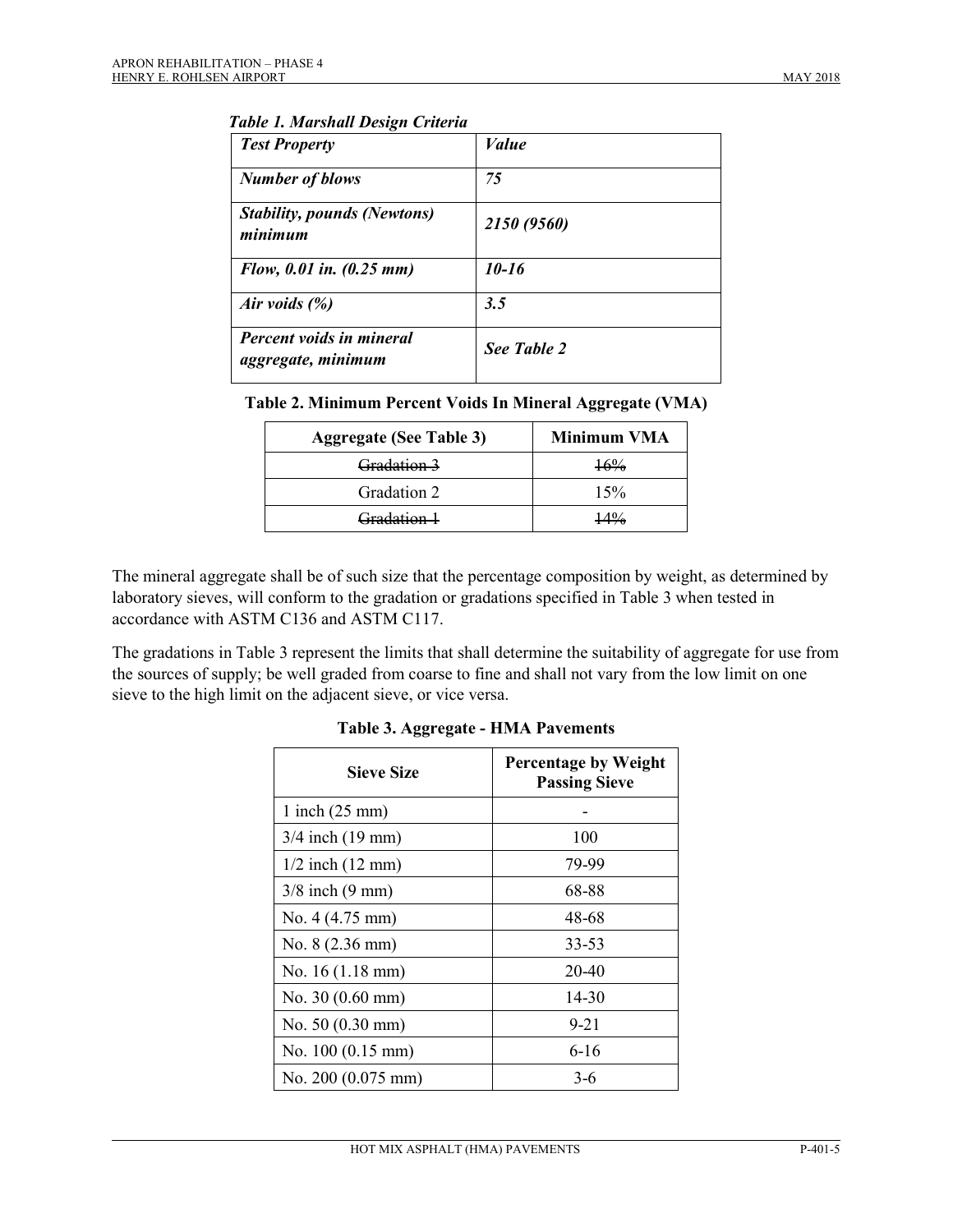***Table 1. Marshall Design Criteria***

| ***Test Property*** | ***Value*** |
|---|---|
| ***Number of blows*** | ***75*** |
| ***Stability, pounds (Newtons) minimum*** | ***2150 (9560)*** |
| ***Flow, 0.01 in. (0.25 mm)*** | ***10-16*** |
| ***Air voids (%)*** | ***3.5*** |
| ***Percent voids in mineral aggregate, minimum*** | ***See Table 2*** |

**Table 2. Minimum Percent Voids In Mineral Aggregate (VMA)**

| Aggregate (See Table 3) | Minimum VMA |
|---|---|
| ~~Gradation 3~~ | ~~16%~~ |
| Gradation 2 | 15% |
| ~~Gradation 1~~ | ~~14%~~ |

The mineral aggregate shall be of such size that the percentage composition by weight, as determined by laboratory sieves, will conform to the gradation or gradations specified in Table 3 when tested in accordance with ASTM C136 and ASTM C117.

The gradations in Table 3 represent the limits that shall determine the suitability of aggregate for use from the sources of supply; be well graded from coarse to fine and shall not vary from the low limit on one sieve to the high limit on the adjacent sieve, or vice versa.

**Table 3. Aggregate - HMA Pavements**

| Sieve Size | Percentage by Weight Passing Sieve |
|---|---|
| 1 inch (25 mm) | - |
| 3/4 inch (19 mm) | 100 |
| 1/2 inch (12 mm) | 79-99 |
| 3/8 inch (9 mm) | 68-88 |
| No. 4 (4.75 mm) | 48-68 |
| No. 8 (2.36 mm) | 33-53 |
| No. 16 (1.18 mm) | 20-40 |
| No. 30 (0.60 mm) | 14-30 |
| No. 50 (0.30 mm) | 9-21 |
| No. 100 (0.15 mm) | 6-16 |
| No. 200 (0.075 mm) | 3-6 |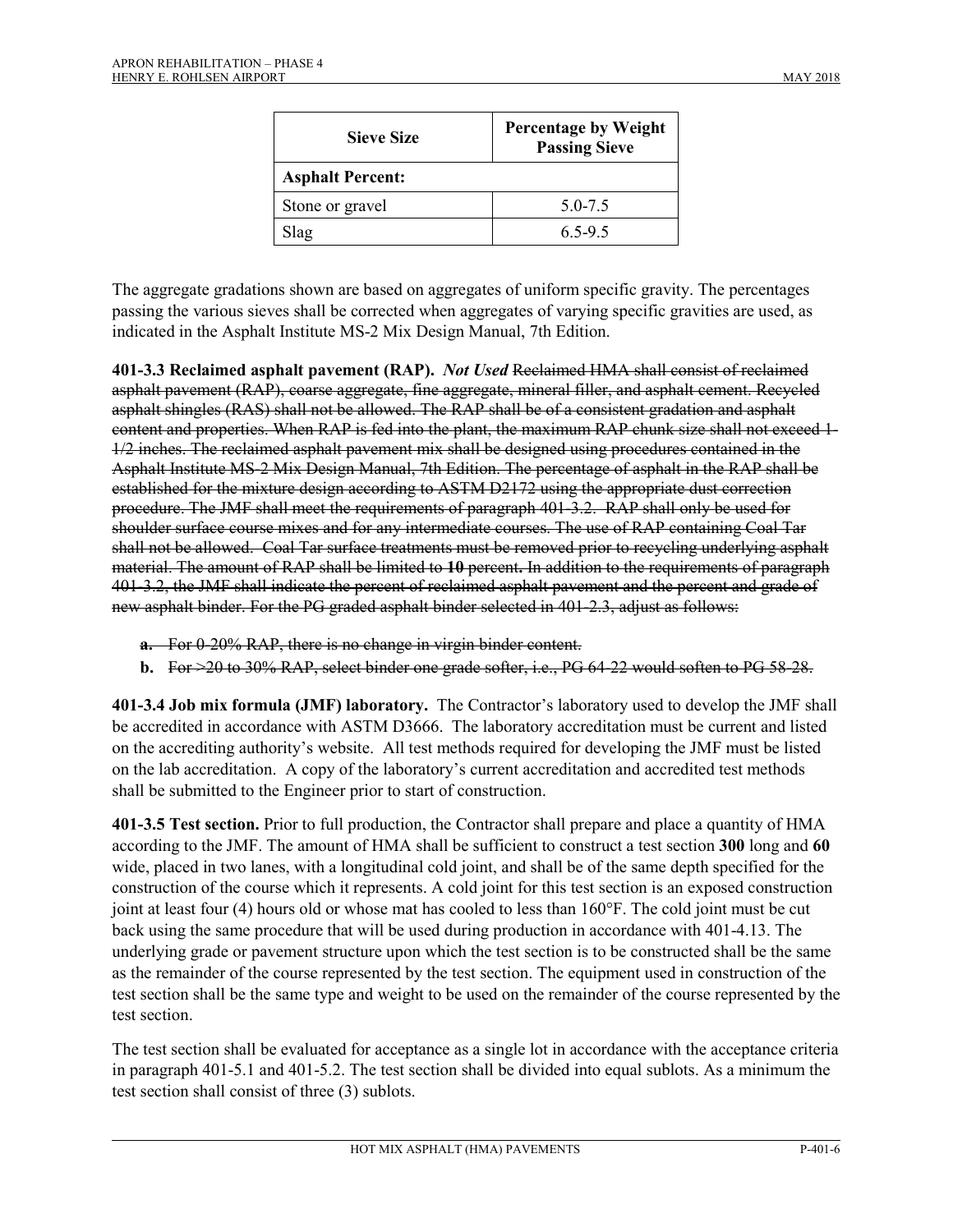| Sieve Size | Percentage by Weight Passing Sieve |
|---|---|
| **Asphalt Percent:** | |
| Stone or gravel | 5.0-7.5 |
| Slag | 6.5-9.5 |

The aggregate gradations shown are based on aggregates of uniform specific gravity. The percentages passing the various sieves shall be corrected when aggregates of varying specific gravities are used, as indicated in the Asphalt Institute MS-2 Mix Design Manual, 7th Edition.

**401-3.3 Reclaimed asphalt pavement (RAP).** ***Not Used*** ~~Reclaimed HMA shall consist of reclaimed asphalt pavement (RAP), coarse aggregate, fine aggregate, mineral filler, and asphalt cement. Recycled asphalt shingles (RAS) shall not be allowed. The RAP shall be of a consistent gradation and asphalt content and properties. When RAP is fed into the plant, the maximum RAP chunk size shall not exceed 1-1/2 inches. The reclaimed asphalt pavement mix shall be designed using procedures contained in the Asphalt Institute MS-2 Mix Design Manual, 7th Edition. The percentage of asphalt in the RAP shall be established for the mixture design according to ASTM D2172 using the appropriate dust correction procedure. The JMF shall meet the requirements of paragraph 401-3.2. RAP shall only be used for shoulder surface course mixes and for any intermediate courses. The use of RAP containing Coal Tar shall not be allowed. Coal Tar surface treatments must be removed prior to recycling underlying asphalt material. The amount of RAP shall be limited to **10** percent**.** In addition to the requirements of paragraph 401-3.2, the JMF shall indicate the percent of reclaimed asphalt pavement and the percent and grade of new asphalt binder. For the PG graded asphalt binder selected in 401-2.3, adjust as follows:~~

- **a.** ~~For 0-20% RAP, there is no change in virgin binder content.~~
- **b.** ~~For >20 to 30% RAP, select binder one grade softer, i.e., PG 64-22 would soften to PG 58-28.~~

**401-3.4 Job mix formula (JMF) laboratory.** The Contractor's laboratory used to develop the JMF shall be accredited in accordance with ASTM D3666. The laboratory accreditation must be current and listed on the accrediting authority's website. All test methods required for developing the JMF must be listed on the lab accreditation. A copy of the laboratory's current accreditation and accredited test methods shall be submitted to the Engineer prior to start of construction.

**401-3.5 Test section.** Prior to full production, the Contractor shall prepare and place a quantity of HMA according to the JMF. The amount of HMA shall be sufficient to construct a test section **300** long and **60** wide, placed in two lanes, with a longitudinal cold joint, and shall be of the same depth specified for the construction of the course which it represents. A cold joint for this test section is an exposed construction joint at least four (4) hours old or whose mat has cooled to less than 160°F. The cold joint must be cut back using the same procedure that will be used during production in accordance with 401-4.13. The underlying grade or pavement structure upon which the test section is to be constructed shall be the same as the remainder of the course represented by the test section. The equipment used in construction of the test section shall be the same type and weight to be used on the remainder of the course represented by the test section.

The test section shall be evaluated for acceptance as a single lot in accordance with the acceptance criteria in paragraph 401-5.1 and 401-5.2. The test section shall be divided into equal sublots. As a minimum the test section shall consist of three (3) sublots.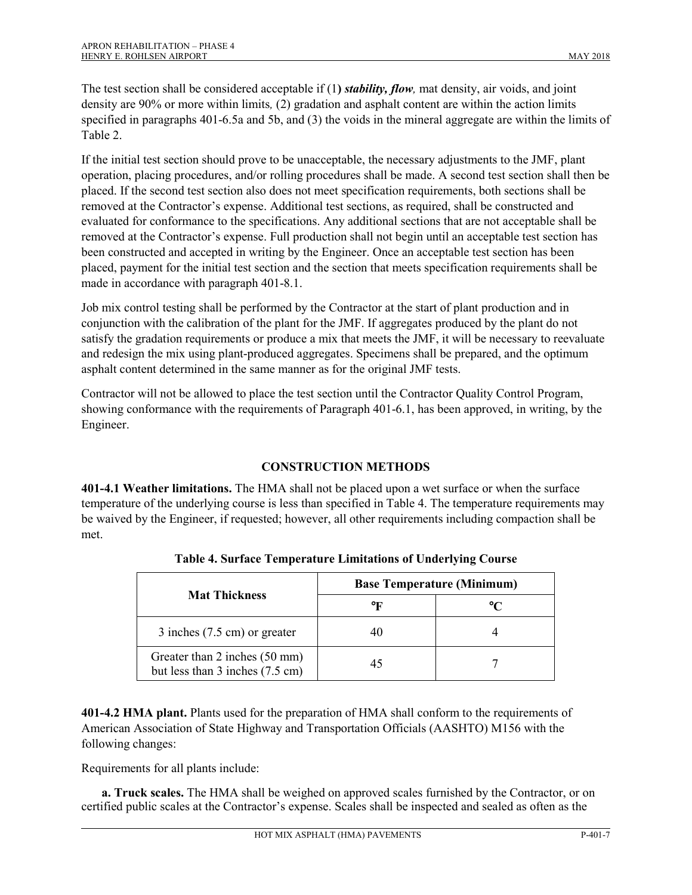The test section shall be considered acceptable if (1**)** ***stability, flow****,* mat density, air voids, and joint density are 90% or more within limits*,* (2) gradation and asphalt content are within the action limits specified in paragraphs 401-6.5a and 5b, and (3) the voids in the mineral aggregate are within the limits of Table 2.

If the initial test section should prove to be unacceptable, the necessary adjustments to the JMF, plant operation, placing procedures, and/or rolling procedures shall be made. A second test section shall then be placed. If the second test section also does not meet specification requirements, both sections shall be removed at the Contractor's expense. Additional test sections, as required, shall be constructed and evaluated for conformance to the specifications. Any additional sections that are not acceptable shall be removed at the Contractor's expense. Full production shall not begin until an acceptable test section has been constructed and accepted in writing by the Engineer. Once an acceptable test section has been placed, payment for the initial test section and the section that meets specification requirements shall be made in accordance with paragraph 401-8.1.

Job mix control testing shall be performed by the Contractor at the start of plant production and in conjunction with the calibration of the plant for the JMF. If aggregates produced by the plant do not satisfy the gradation requirements or produce a mix that meets the JMF, it will be necessary to reevaluate and redesign the mix using plant-produced aggregates. Specimens shall be prepared, and the optimum asphalt content determined in the same manner as for the original JMF tests.

Contractor will not be allowed to place the test section until the Contractor Quality Control Program, showing conformance with the requirements of Paragraph 401-6.1, has been approved, in writing, by the Engineer.

## CONSTRUCTION METHODS

**401-4.1 Weather limitations.** The HMA shall not be placed upon a wet surface or when the surface temperature of the underlying course is less than specified in Table 4. The temperature requirements may be waived by the Engineer, if requested; however, all other requirements including compaction shall be met.

**Table 4. Surface Temperature Limitations of Underlying Course**

| Mat Thickness | Base Temperature (Minimum) | |
|---|---|---|
| | °F | °C |
| 3 inches (7.5 cm) or greater | 40 | 4 |
| Greater than 2 inches (50 mm) but less than 3 inches (7.5 cm) | 45 | 7 |

**401-4.2 HMA plant.** Plants used for the preparation of HMA shall conform to the requirements of American Association of State Highway and Transportation Officials (AASHTO) M156 with the following changes:

Requirements for all plants include:

**a. Truck scales.** The HMA shall be weighed on approved scales furnished by the Contractor, or on certified public scales at the Contractor's expense. Scales shall be inspected and sealed as often as the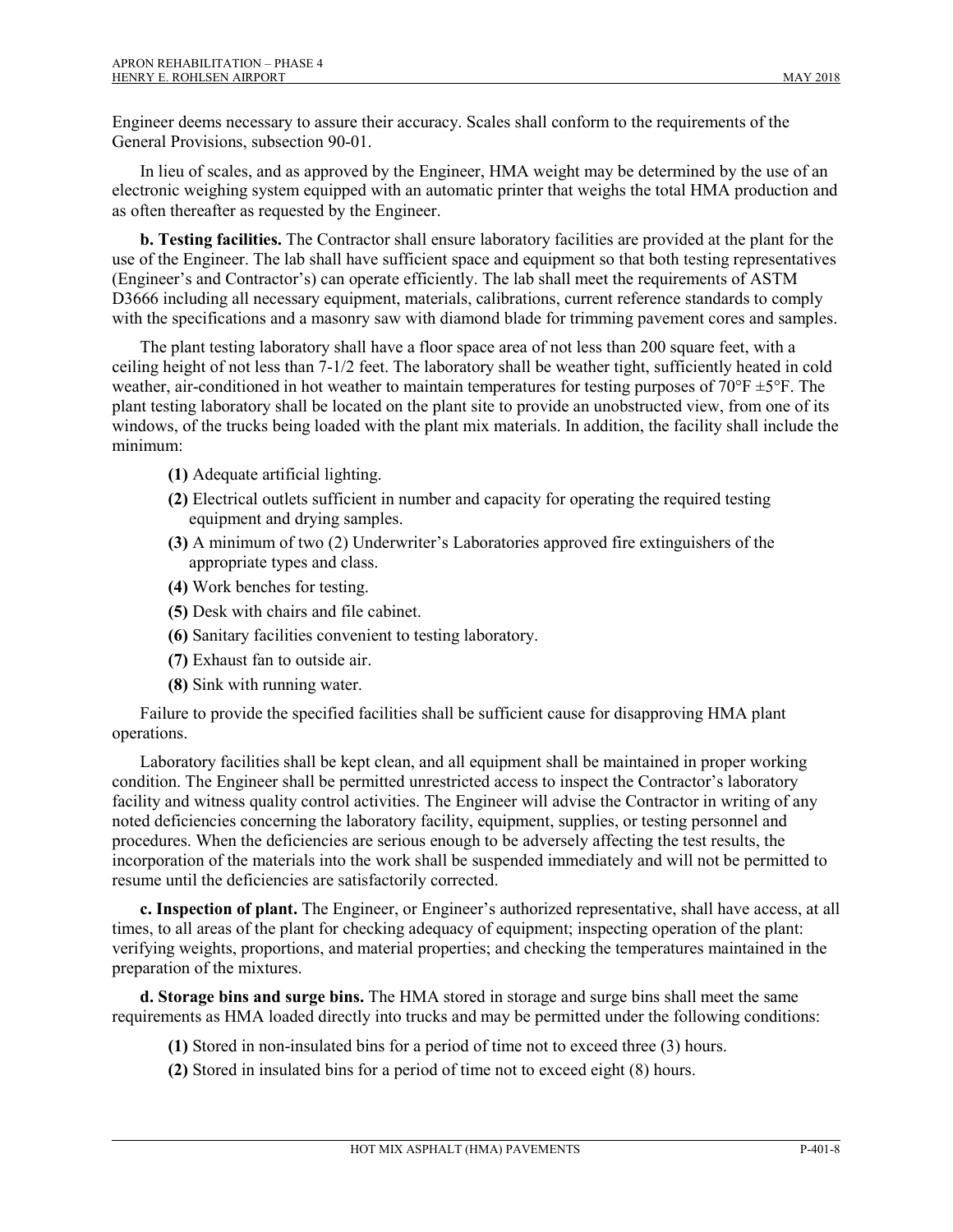Engineer deems necessary to assure their accuracy. Scales shall conform to the requirements of the General Provisions, subsection 90-01.

In lieu of scales, and as approved by the Engineer, HMA weight may be determined by the use of an electronic weighing system equipped with an automatic printer that weighs the total HMA production and as often thereafter as requested by the Engineer.

**b. Testing facilities.** The Contractor shall ensure laboratory facilities are provided at the plant for the use of the Engineer. The lab shall have sufficient space and equipment so that both testing representatives (Engineer's and Contractor's) can operate efficiently. The lab shall meet the requirements of ASTM D3666 including all necessary equipment, materials, calibrations, current reference standards to comply with the specifications and a masonry saw with diamond blade for trimming pavement cores and samples.

The plant testing laboratory shall have a floor space area of not less than 200 square feet, with a ceiling height of not less than 7-1/2 feet. The laboratory shall be weather tight, sufficiently heated in cold weather, air-conditioned in hot weather to maintain temperatures for testing purposes of 70°F ±5°F. The plant testing laboratory shall be located on the plant site to provide an unobstructed view, from one of its windows, of the trucks being loaded with the plant mix materials. In addition, the facility shall include the minimum:

- **(1)** Adequate artificial lighting.
- **(2)** Electrical outlets sufficient in number and capacity for operating the required testing equipment and drying samples.
- **(3)** A minimum of two (2) Underwriter's Laboratories approved fire extinguishers of the appropriate types and class.
- **(4)** Work benches for testing.
- **(5)** Desk with chairs and file cabinet.
- **(6)** Sanitary facilities convenient to testing laboratory.
- **(7)** Exhaust fan to outside air.
- **(8)** Sink with running water.

Failure to provide the specified facilities shall be sufficient cause for disapproving HMA plant operations.

Laboratory facilities shall be kept clean, and all equipment shall be maintained in proper working condition. The Engineer shall be permitted unrestricted access to inspect the Contractor's laboratory facility and witness quality control activities. The Engineer will advise the Contractor in writing of any noted deficiencies concerning the laboratory facility, equipment, supplies, or testing personnel and procedures. When the deficiencies are serious enough to be adversely affecting the test results, the incorporation of the materials into the work shall be suspended immediately and will not be permitted to resume until the deficiencies are satisfactorily corrected.

**c. Inspection of plant.** The Engineer, or Engineer's authorized representative, shall have access, at all times, to all areas of the plant for checking adequacy of equipment; inspecting operation of the plant: verifying weights, proportions, and material properties; and checking the temperatures maintained in the preparation of the mixtures.

**d. Storage bins and surge bins.** The HMA stored in storage and surge bins shall meet the same requirements as HMA loaded directly into trucks and may be permitted under the following conditions:

- **(1)** Stored in non-insulated bins for a period of time not to exceed three (3) hours.
- **(2)** Stored in insulated bins for a period of time not to exceed eight (8) hours.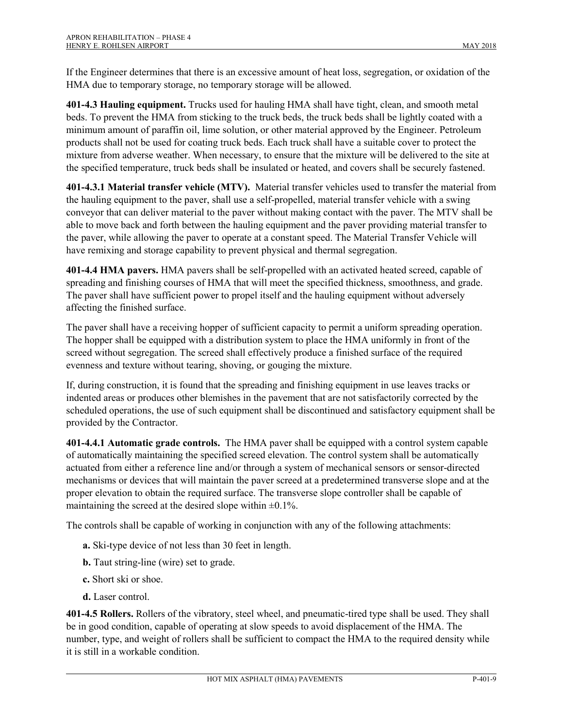If the Engineer determines that there is an excessive amount of heat loss, segregation, or oxidation of the HMA due to temporary storage, no temporary storage will be allowed.

**401-4.3 Hauling equipment.** Trucks used for hauling HMA shall have tight, clean, and smooth metal beds. To prevent the HMA from sticking to the truck beds, the truck beds shall be lightly coated with a minimum amount of paraffin oil, lime solution, or other material approved by the Engineer. Petroleum products shall not be used for coating truck beds. Each truck shall have a suitable cover to protect the mixture from adverse weather. When necessary, to ensure that the mixture will be delivered to the site at the specified temperature, truck beds shall be insulated or heated, and covers shall be securely fastened.

**401-4.3.1 Material transfer vehicle (MTV).** Material transfer vehicles used to transfer the material from the hauling equipment to the paver, shall use a self-propelled, material transfer vehicle with a swing conveyor that can deliver material to the paver without making contact with the paver. The MTV shall be able to move back and forth between the hauling equipment and the paver providing material transfer to the paver, while allowing the paver to operate at a constant speed. The Material Transfer Vehicle will have remixing and storage capability to prevent physical and thermal segregation.

**401-4.4 HMA pavers.** HMA pavers shall be self-propelled with an activated heated screed, capable of spreading and finishing courses of HMA that will meet the specified thickness, smoothness, and grade. The paver shall have sufficient power to propel itself and the hauling equipment without adversely affecting the finished surface.

The paver shall have a receiving hopper of sufficient capacity to permit a uniform spreading operation. The hopper shall be equipped with a distribution system to place the HMA uniformly in front of the screed without segregation. The screed shall effectively produce a finished surface of the required evenness and texture without tearing, shoving, or gouging the mixture.

If, during construction, it is found that the spreading and finishing equipment in use leaves tracks or indented areas or produces other blemishes in the pavement that are not satisfactorily corrected by the scheduled operations, the use of such equipment shall be discontinued and satisfactory equipment shall be provided by the Contractor.

**401-4.4.1 Automatic grade controls.** The HMA paver shall be equipped with a control system capable of automatically maintaining the specified screed elevation. The control system shall be automatically actuated from either a reference line and/or through a system of mechanical sensors or sensor-directed mechanisms or devices that will maintain the paver screed at a predetermined transverse slope and at the proper elevation to obtain the required surface. The transverse slope controller shall be capable of maintaining the screed at the desired slope within ±0.1%.

The controls shall be capable of working in conjunction with any of the following attachments:

**a.** Ski-type device of not less than 30 feet in length.

**b.** Taut string-line (wire) set to grade.

**c.** Short ski or shoe.

**d.** Laser control.

**401-4.5 Rollers.** Rollers of the vibratory, steel wheel, and pneumatic-tired type shall be used. They shall be in good condition, capable of operating at slow speeds to avoid displacement of the HMA. The number, type, and weight of rollers shall be sufficient to compact the HMA to the required density while it is still in a workable condition.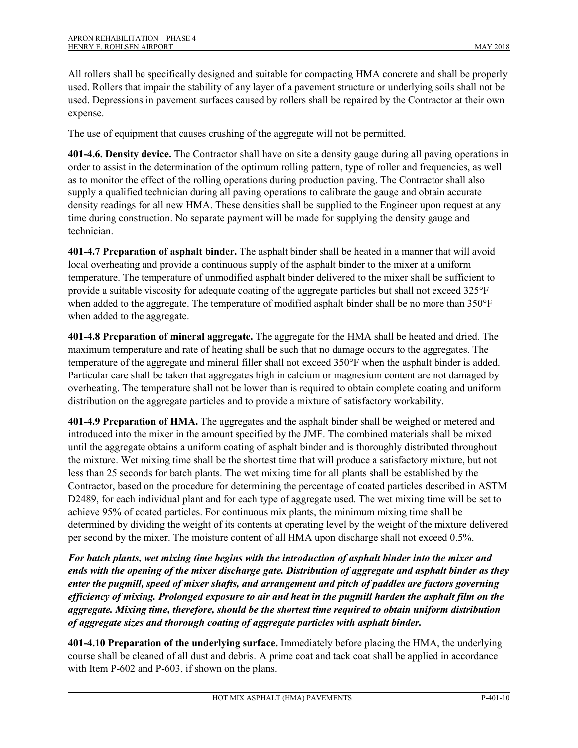All rollers shall be specifically designed and suitable for compacting HMA concrete and shall be properly used. Rollers that impair the stability of any layer of a pavement structure or underlying soils shall not be used. Depressions in pavement surfaces caused by rollers shall be repaired by the Contractor at their own expense.

The use of equipment that causes crushing of the aggregate will not be permitted.

**401-4.6. Density device.** The Contractor shall have on site a density gauge during all paving operations in order to assist in the determination of the optimum rolling pattern, type of roller and frequencies, as well as to monitor the effect of the rolling operations during production paving. The Contractor shall also supply a qualified technician during all paving operations to calibrate the gauge and obtain accurate density readings for all new HMA. These densities shall be supplied to the Engineer upon request at any time during construction. No separate payment will be made for supplying the density gauge and technician.

**401-4.7 Preparation of asphalt binder.** The asphalt binder shall be heated in a manner that will avoid local overheating and provide a continuous supply of the asphalt binder to the mixer at a uniform temperature. The temperature of unmodified asphalt binder delivered to the mixer shall be sufficient to provide a suitable viscosity for adequate coating of the aggregate particles but shall not exceed 325°F when added to the aggregate. The temperature of modified asphalt binder shall be no more than 350°F when added to the aggregate.

**401-4.8 Preparation of mineral aggregate.** The aggregate for the HMA shall be heated and dried. The maximum temperature and rate of heating shall be such that no damage occurs to the aggregates. The temperature of the aggregate and mineral filler shall not exceed 350°F when the asphalt binder is added. Particular care shall be taken that aggregates high in calcium or magnesium content are not damaged by overheating. The temperature shall not be lower than is required to obtain complete coating and uniform distribution on the aggregate particles and to provide a mixture of satisfactory workability.

**401-4.9 Preparation of HMA.** The aggregates and the asphalt binder shall be weighed or metered and introduced into the mixer in the amount specified by the JMF. The combined materials shall be mixed until the aggregate obtains a uniform coating of asphalt binder and is thoroughly distributed throughout the mixture. Wet mixing time shall be the shortest time that will produce a satisfactory mixture, but not less than 25 seconds for batch plants. The wet mixing time for all plants shall be established by the Contractor, based on the procedure for determining the percentage of coated particles described in ASTM D2489, for each individual plant and for each type of aggregate used. The wet mixing time will be set to achieve 95% of coated particles. For continuous mix plants, the minimum mixing time shall be determined by dividing the weight of its contents at operating level by the weight of the mixture delivered per second by the mixer. The moisture content of all HMA upon discharge shall not exceed 0.5%.

***For batch plants, wet mixing time begins with the introduction of asphalt binder into the mixer and ends with the opening of the mixer discharge gate. Distribution of aggregate and asphalt binder as they enter the pugmill, speed of mixer shafts, and arrangement and pitch of paddles are factors governing efficiency of mixing. Prolonged exposure to air and heat in the pugmill harden the asphalt film on the aggregate. Mixing time, therefore, should be the shortest time required to obtain uniform distribution of aggregate sizes and thorough coating of aggregate particles with asphalt binder.***

**401-4.10 Preparation of the underlying surface.** Immediately before placing the HMA, the underlying course shall be cleaned of all dust and debris. A prime coat and tack coat shall be applied in accordance with Item P-602 and P-603, if shown on the plans.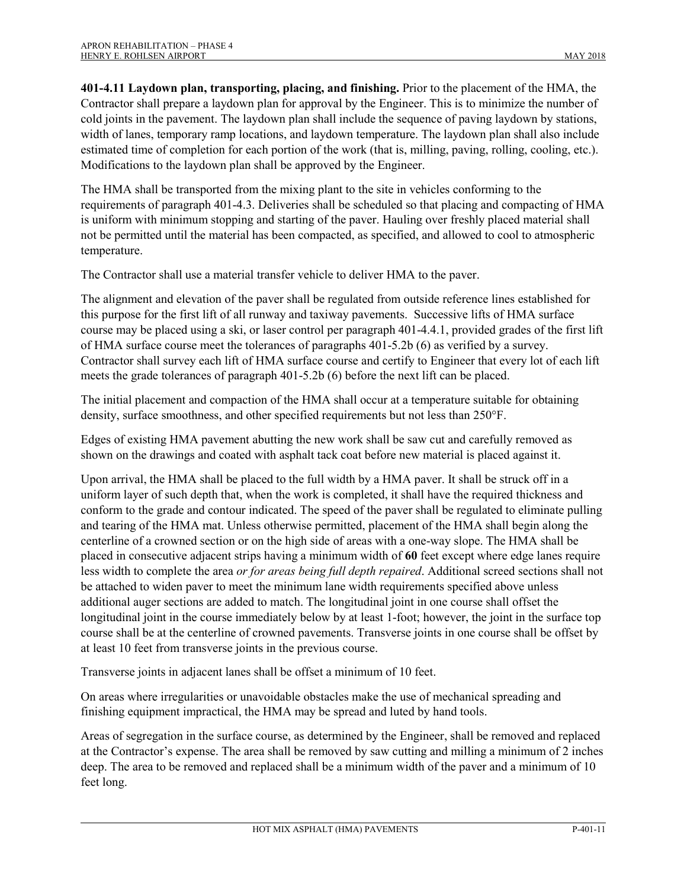**401-4.11 Laydown plan, transporting, placing, and finishing.** Prior to the placement of the HMA, the Contractor shall prepare a laydown plan for approval by the Engineer. This is to minimize the number of cold joints in the pavement. The laydown plan shall include the sequence of paving laydown by stations, width of lanes, temporary ramp locations, and laydown temperature. The laydown plan shall also include estimated time of completion for each portion of the work (that is, milling, paving, rolling, cooling, etc.). Modifications to the laydown plan shall be approved by the Engineer.

The HMA shall be transported from the mixing plant to the site in vehicles conforming to the requirements of paragraph 401-4.3. Deliveries shall be scheduled so that placing and compacting of HMA is uniform with minimum stopping and starting of the paver. Hauling over freshly placed material shall not be permitted until the material has been compacted, as specified, and allowed to cool to atmospheric temperature.

The Contractor shall use a material transfer vehicle to deliver HMA to the paver.

The alignment and elevation of the paver shall be regulated from outside reference lines established for this purpose for the first lift of all runway and taxiway pavements. Successive lifts of HMA surface course may be placed using a ski, or laser control per paragraph 401-4.4.1, provided grades of the first lift of HMA surface course meet the tolerances of paragraphs 401-5.2b (6) as verified by a survey. Contractor shall survey each lift of HMA surface course and certify to Engineer that every lot of each lift meets the grade tolerances of paragraph 401-5.2b (6) before the next lift can be placed.

The initial placement and compaction of the HMA shall occur at a temperature suitable for obtaining density, surface smoothness, and other specified requirements but not less than 250°F.

Edges of existing HMA pavement abutting the new work shall be saw cut and carefully removed as shown on the drawings and coated with asphalt tack coat before new material is placed against it.

Upon arrival, the HMA shall be placed to the full width by a HMA paver. It shall be struck off in a uniform layer of such depth that, when the work is completed, it shall have the required thickness and conform to the grade and contour indicated. The speed of the paver shall be regulated to eliminate pulling and tearing of the HMA mat. Unless otherwise permitted, placement of the HMA shall begin along the centerline of a crowned section or on the high side of areas with a one-way slope. The HMA shall be placed in consecutive adjacent strips having a minimum width of **60** feet except where edge lanes require less width to complete the area *or for areas being full depth repaired*. Additional screed sections shall not be attached to widen paver to meet the minimum lane width requirements specified above unless additional auger sections are added to match. The longitudinal joint in one course shall offset the longitudinal joint in the course immediately below by at least 1-foot; however, the joint in the surface top course shall be at the centerline of crowned pavements. Transverse joints in one course shall be offset by at least 10 feet from transverse joints in the previous course.

Transverse joints in adjacent lanes shall be offset a minimum of 10 feet.

On areas where irregularities or unavoidable obstacles make the use of mechanical spreading and finishing equipment impractical, the HMA may be spread and luted by hand tools.

Areas of segregation in the surface course, as determined by the Engineer, shall be removed and replaced at the Contractor's expense. The area shall be removed by saw cutting and milling a minimum of 2 inches deep. The area to be removed and replaced shall be a minimum width of the paver and a minimum of 10 feet long.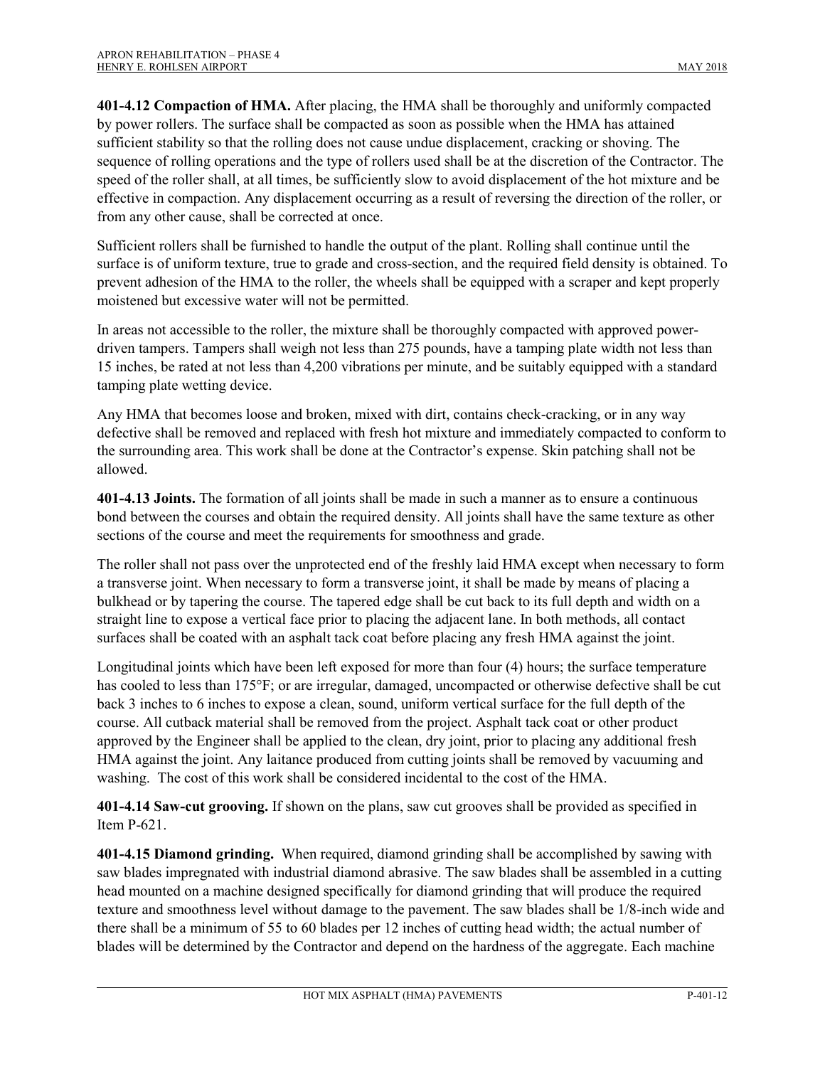**401-4.12 Compaction of HMA.** After placing, the HMA shall be thoroughly and uniformly compacted by power rollers. The surface shall be compacted as soon as possible when the HMA has attained sufficient stability so that the rolling does not cause undue displacement, cracking or shoving. The sequence of rolling operations and the type of rollers used shall be at the discretion of the Contractor. The speed of the roller shall, at all times, be sufficiently slow to avoid displacement of the hot mixture and be effective in compaction. Any displacement occurring as a result of reversing the direction of the roller, or from any other cause, shall be corrected at once.

Sufficient rollers shall be furnished to handle the output of the plant. Rolling shall continue until the surface is of uniform texture, true to grade and cross-section, and the required field density is obtained. To prevent adhesion of the HMA to the roller, the wheels shall be equipped with a scraper and kept properly moistened but excessive water will not be permitted.

In areas not accessible to the roller, the mixture shall be thoroughly compacted with approved power-driven tampers. Tampers shall weigh not less than 275 pounds, have a tamping plate width not less than 15 inches, be rated at not less than 4,200 vibrations per minute, and be suitably equipped with a standard tamping plate wetting device.

Any HMA that becomes loose and broken, mixed with dirt, contains check-cracking, or in any way defective shall be removed and replaced with fresh hot mixture and immediately compacted to conform to the surrounding area. This work shall be done at the Contractor's expense. Skin patching shall not be allowed.

**401-4.13 Joints.** The formation of all joints shall be made in such a manner as to ensure a continuous bond between the courses and obtain the required density. All joints shall have the same texture as other sections of the course and meet the requirements for smoothness and grade.

The roller shall not pass over the unprotected end of the freshly laid HMA except when necessary to form a transverse joint. When necessary to form a transverse joint, it shall be made by means of placing a bulkhead or by tapering the course. The tapered edge shall be cut back to its full depth and width on a straight line to expose a vertical face prior to placing the adjacent lane. In both methods, all contact surfaces shall be coated with an asphalt tack coat before placing any fresh HMA against the joint.

Longitudinal joints which have been left exposed for more than four (4) hours; the surface temperature has cooled to less than 175°F; or are irregular, damaged, uncompacted or otherwise defective shall be cut back 3 inches to 6 inches to expose a clean, sound, uniform vertical surface for the full depth of the course. All cutback material shall be removed from the project. Asphalt tack coat or other product approved by the Engineer shall be applied to the clean, dry joint, prior to placing any additional fresh HMA against the joint. Any laitance produced from cutting joints shall be removed by vacuuming and washing. The cost of this work shall be considered incidental to the cost of the HMA.

**401-4.14 Saw-cut grooving.** If shown on the plans, saw cut grooves shall be provided as specified in Item P-621.

**401-4.15 Diamond grinding.** When required, diamond grinding shall be accomplished by sawing with saw blades impregnated with industrial diamond abrasive. The saw blades shall be assembled in a cutting head mounted on a machine designed specifically for diamond grinding that will produce the required texture and smoothness level without damage to the pavement. The saw blades shall be 1/8-inch wide and there shall be a minimum of 55 to 60 blades per 12 inches of cutting head width; the actual number of blades will be determined by the Contractor and depend on the hardness of the aggregate. Each machine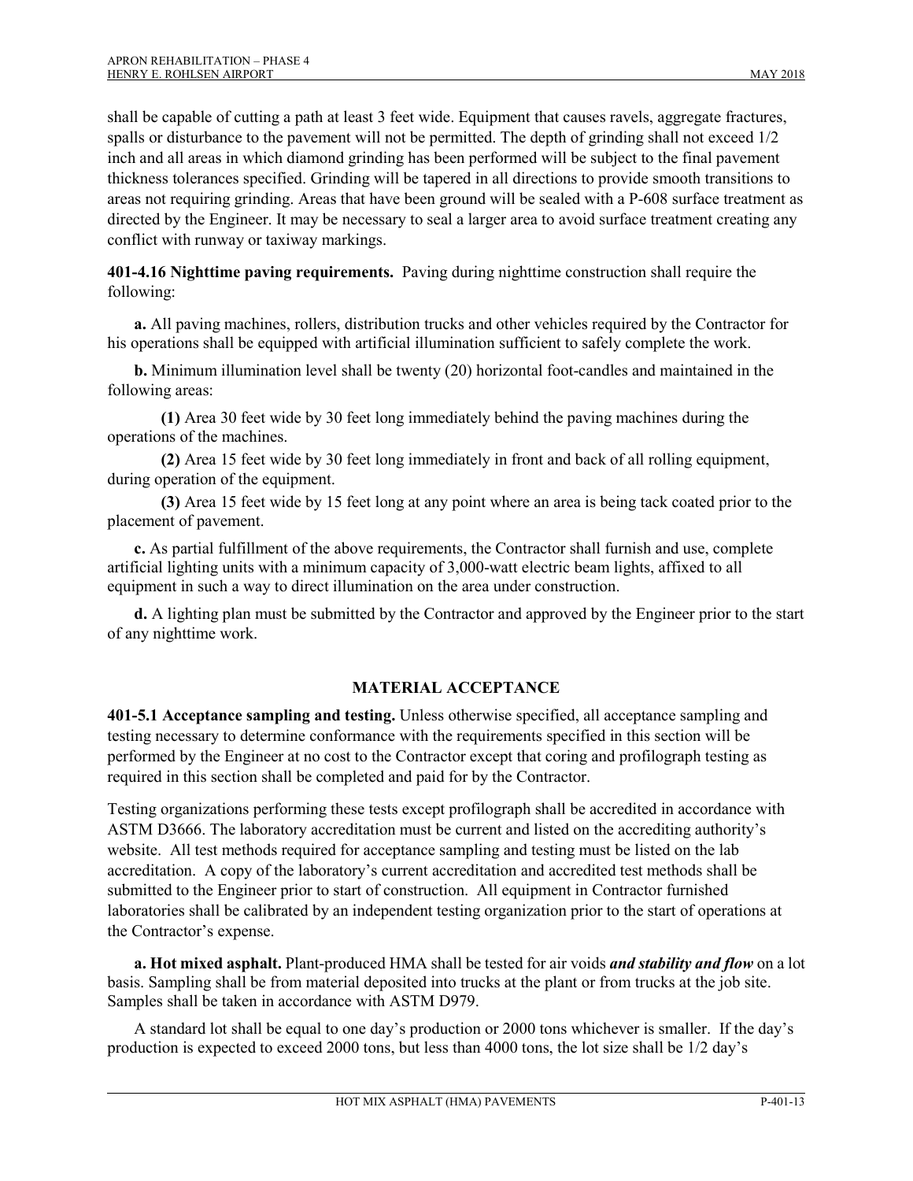shall be capable of cutting a path at least 3 feet wide. Equipment that causes ravels, aggregate fractures, spalls or disturbance to the pavement will not be permitted. The depth of grinding shall not exceed 1/2 inch and all areas in which diamond grinding has been performed will be subject to the final pavement thickness tolerances specified. Grinding will be tapered in all directions to provide smooth transitions to areas not requiring grinding. Areas that have been ground will be sealed with a P-608 surface treatment as directed by the Engineer. It may be necessary to seal a larger area to avoid surface treatment creating any conflict with runway or taxiway markings.

**401-4.16 Nighttime paving requirements.** Paving during nighttime construction shall require the following:

**a.** All paving machines, rollers, distribution trucks and other vehicles required by the Contractor for his operations shall be equipped with artificial illumination sufficient to safely complete the work.

**b.** Minimum illumination level shall be twenty (20) horizontal foot-candles and maintained in the following areas:

**(1)** Area 30 feet wide by 30 feet long immediately behind the paving machines during the operations of the machines.

**(2)** Area 15 feet wide by 30 feet long immediately in front and back of all rolling equipment, during operation of the equipment.

**(3)** Area 15 feet wide by 15 feet long at any point where an area is being tack coated prior to the placement of pavement.

**c.** As partial fulfillment of the above requirements, the Contractor shall furnish and use, complete artificial lighting units with a minimum capacity of 3,000-watt electric beam lights, affixed to all equipment in such a way to direct illumination on the area under construction.

**d.** A lighting plan must be submitted by the Contractor and approved by the Engineer prior to the start of any nighttime work.

## MATERIAL ACCEPTANCE

**401-5.1 Acceptance sampling and testing.** Unless otherwise specified, all acceptance sampling and testing necessary to determine conformance with the requirements specified in this section will be performed by the Engineer at no cost to the Contractor except that coring and profilograph testing as required in this section shall be completed and paid for by the Contractor.

Testing organizations performing these tests except profilograph shall be accredited in accordance with ASTM D3666. The laboratory accreditation must be current and listed on the accrediting authority's website. All test methods required for acceptance sampling and testing must be listed on the lab accreditation. A copy of the laboratory's current accreditation and accredited test methods shall be submitted to the Engineer prior to start of construction. All equipment in Contractor furnished laboratories shall be calibrated by an independent testing organization prior to the start of operations at the Contractor's expense.

**a. Hot mixed asphalt.** Plant-produced HMA shall be tested for air voids ***and stability and flow*** on a lot basis. Sampling shall be from material deposited into trucks at the plant or from trucks at the job site. Samples shall be taken in accordance with ASTM D979.

A standard lot shall be equal to one day's production or 2000 tons whichever is smaller. If the day's production is expected to exceed 2000 tons, but less than 4000 tons, the lot size shall be 1/2 day's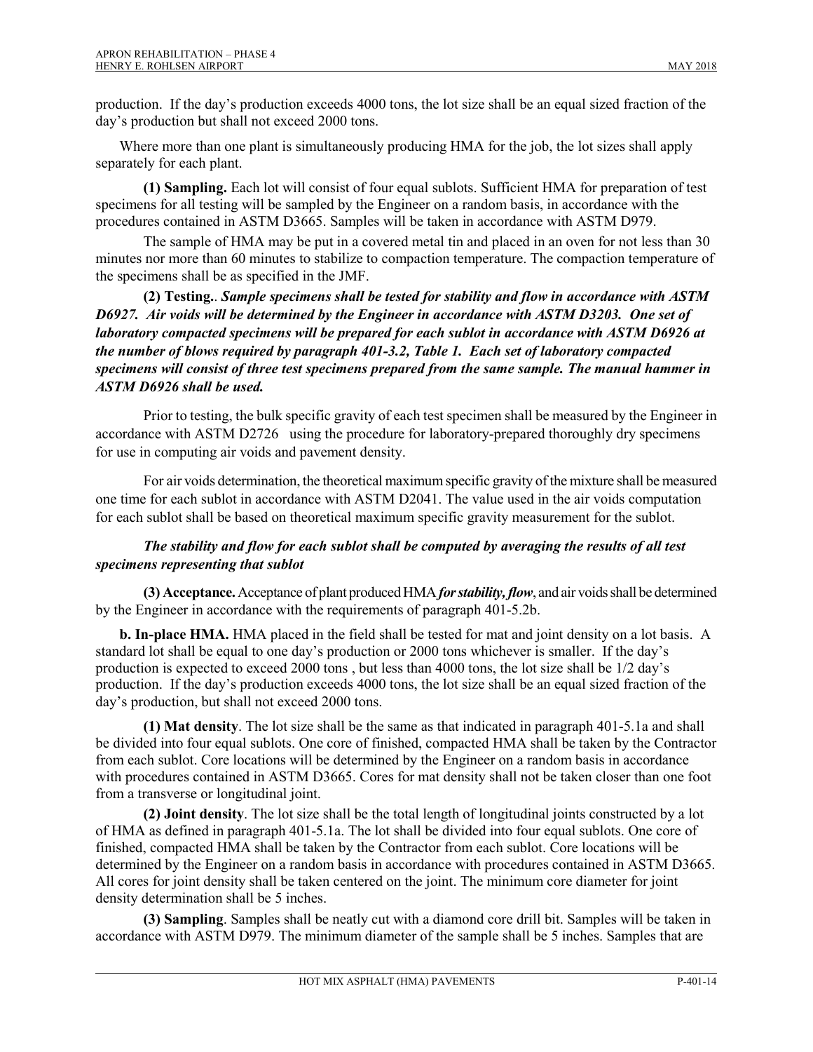production. If the day's production exceeds 4000 tons, the lot size shall be an equal sized fraction of the day's production but shall not exceed 2000 tons.

Where more than one plant is simultaneously producing HMA for the job, the lot sizes shall apply separately for each plant.

**(1) Sampling.** Each lot will consist of four equal sublots. Sufficient HMA for preparation of test specimens for all testing will be sampled by the Engineer on a random basis, in accordance with the procedures contained in ASTM D3665. Samples will be taken in accordance with ASTM D979.

The sample of HMA may be put in a covered metal tin and placed in an oven for not less than 30 minutes nor more than 60 minutes to stabilize to compaction temperature. The compaction temperature of the specimens shall be as specified in the JMF.

**(2) Testing.**. ***Sample specimens shall be tested for stability and flow in accordance with ASTM D6927. Air voids will be determined by the Engineer in accordance with ASTM D3203. One set of laboratory compacted specimens will be prepared for each sublot in accordance with ASTM D6926 at the number of blows required by paragraph 401-3.2, Table 1. Each set of laboratory compacted specimens will consist of three test specimens prepared from the same sample. The manual hammer in ASTM D6926 shall be used.***

Prior to testing, the bulk specific gravity of each test specimen shall be measured by the Engineer in accordance with ASTM D2726 using the procedure for laboratory-prepared thoroughly dry specimens for use in computing air voids and pavement density.

For air voids determination, the theoretical maximum specific gravity of the mixture shall be measured one time for each sublot in accordance with ASTM D2041. The value used in the air voids computation for each sublot shall be based on theoretical maximum specific gravity measurement for the sublot.

***The stability and flow for each sublot shall be computed by averaging the results of all test specimens representing that sublot***

**(3) Acceptance.** Acceptance of plant produced HMA ***for stability, flow***, and air voids shall be determined by the Engineer in accordance with the requirements of paragraph 401-5.2b.

**b. In-place HMA.** HMA placed in the field shall be tested for mat and joint density on a lot basis. A standard lot shall be equal to one day's production or 2000 tons whichever is smaller. If the day's production is expected to exceed 2000 tons , but less than 4000 tons, the lot size shall be 1/2 day's production. If the day's production exceeds 4000 tons, the lot size shall be an equal sized fraction of the day's production, but shall not exceed 2000 tons.

**(1) Mat density**. The lot size shall be the same as that indicated in paragraph 401-5.1a and shall be divided into four equal sublots. One core of finished, compacted HMA shall be taken by the Contractor from each sublot. Core locations will be determined by the Engineer on a random basis in accordance with procedures contained in ASTM D3665. Cores for mat density shall not be taken closer than one foot from a transverse or longitudinal joint.

**(2) Joint density**. The lot size shall be the total length of longitudinal joints constructed by a lot of HMA as defined in paragraph 401-5.1a. The lot shall be divided into four equal sublots. One core of finished, compacted HMA shall be taken by the Contractor from each sublot. Core locations will be determined by the Engineer on a random basis in accordance with procedures contained in ASTM D3665. All cores for joint density shall be taken centered on the joint. The minimum core diameter for joint density determination shall be 5 inches.

**(3) Sampling**. Samples shall be neatly cut with a diamond core drill bit. Samples will be taken in accordance with ASTM D979. The minimum diameter of the sample shall be 5 inches. Samples that are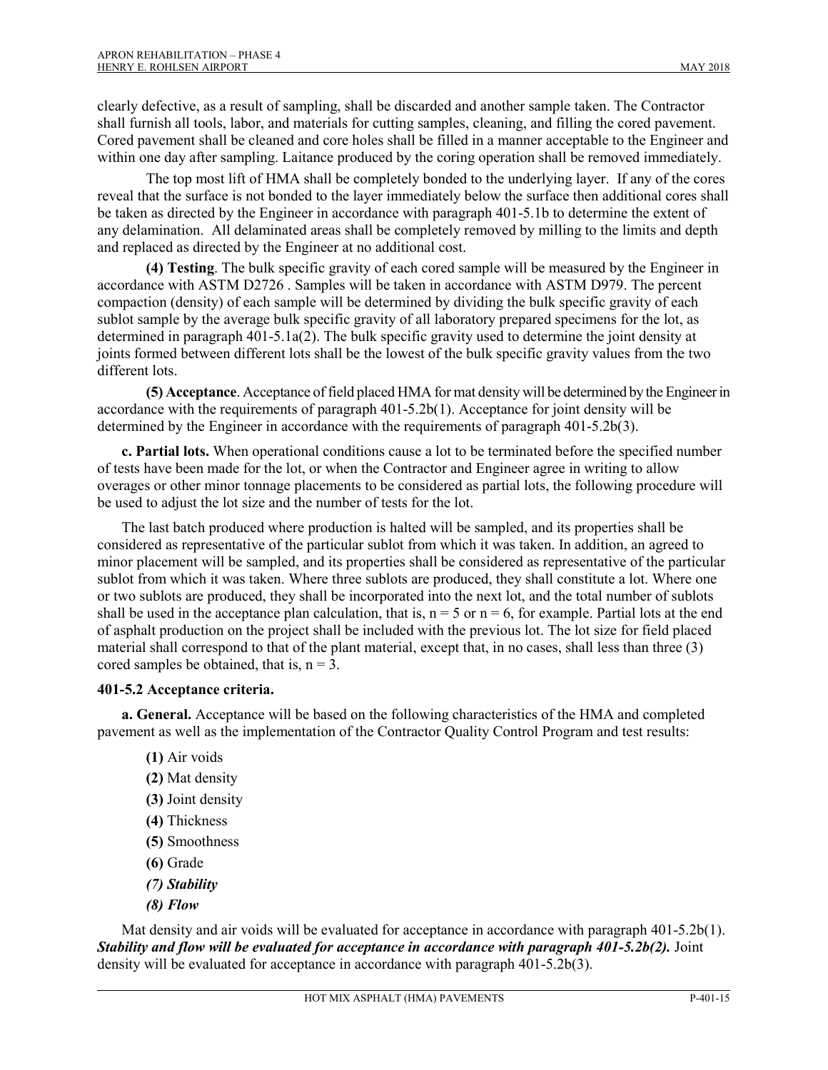clearly defective, as a result of sampling, shall be discarded and another sample taken. The Contractor shall furnish all tools, labor, and materials for cutting samples, cleaning, and filling the cored pavement. Cored pavement shall be cleaned and core holes shall be filled in a manner acceptable to the Engineer and within one day after sampling. Laitance produced by the coring operation shall be removed immediately.

The top most lift of HMA shall be completely bonded to the underlying layer. If any of the cores reveal that the surface is not bonded to the layer immediately below the surface then additional cores shall be taken as directed by the Engineer in accordance with paragraph 401-5.1b to determine the extent of any delamination. All delaminated areas shall be completely removed by milling to the limits and depth and replaced as directed by the Engineer at no additional cost.

**(4) Testing**. The bulk specific gravity of each cored sample will be measured by the Engineer in accordance with ASTM D2726 . Samples will be taken in accordance with ASTM D979. The percent compaction (density) of each sample will be determined by dividing the bulk specific gravity of each sublot sample by the average bulk specific gravity of all laboratory prepared specimens for the lot, as determined in paragraph 401-5.1a(2). The bulk specific gravity used to determine the joint density at joints formed between different lots shall be the lowest of the bulk specific gravity values from the two different lots.

**(5) Acceptance**. Acceptance of field placed HMA for mat density will be determined by the Engineer in accordance with the requirements of paragraph 401-5.2b(1). Acceptance for joint density will be determined by the Engineer in accordance with the requirements of paragraph 401-5.2b(3).

**c. Partial lots.** When operational conditions cause a lot to be terminated before the specified number of tests have been made for the lot, or when the Contractor and Engineer agree in writing to allow overages or other minor tonnage placements to be considered as partial lots, the following procedure will be used to adjust the lot size and the number of tests for the lot.

The last batch produced where production is halted will be sampled, and its properties shall be considered as representative of the particular sublot from which it was taken. In addition, an agreed to minor placement will be sampled, and its properties shall be considered as representative of the particular sublot from which it was taken. Where three sublots are produced, they shall constitute a lot. Where one or two sublots are produced, they shall be incorporated into the next lot, and the total number of sublots shall be used in the acceptance plan calculation, that is, $n = 5$ or $n = 6$, for example. Partial lots at the end of asphalt production on the project shall be included with the previous lot. The lot size for field placed material shall correspond to that of the plant material, except that, in no cases, shall less than three (3) cored samples be obtained, that is, $n = 3$.

### 401-5.2 Acceptance criteria.

**a. General.** Acceptance will be based on the following characteristics of the HMA and completed pavement as well as the implementation of the Contractor Quality Control Program and test results:

- **(1)** Air voids
- **(2)** Mat density
- **(3)** Joint density
- **(4)** Thickness
- **(5)** Smoothness
- **(6)** Grade
- ***(7) Stability***
- ***(8) Flow***

Mat density and air voids will be evaluated for acceptance in accordance with paragraph 401-5.2b(1). ***Stability and flow will be evaluated for acceptance in accordance with paragraph 401-5.2b(2).*** Joint density will be evaluated for acceptance in accordance with paragraph 401-5.2b(3).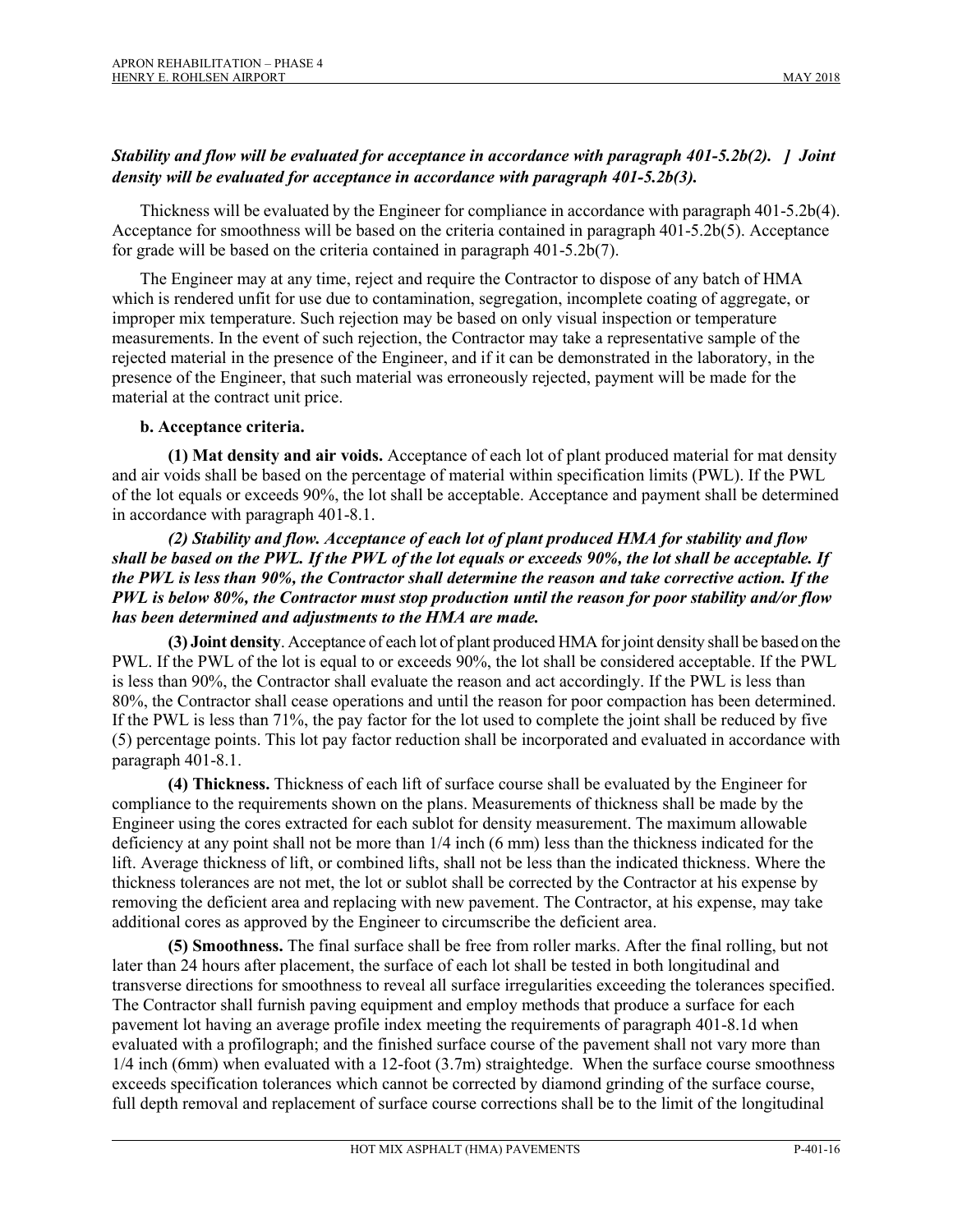***Stability and flow will be evaluated for acceptance in accordance with paragraph 401-5.2b(2). ] Joint density will be evaluated for acceptance in accordance with paragraph 401-5.2b(3).***

Thickness will be evaluated by the Engineer for compliance in accordance with paragraph 401-5.2b(4). Acceptance for smoothness will be based on the criteria contained in paragraph 401-5.2b(5). Acceptance for grade will be based on the criteria contained in paragraph 401-5.2b(7).

The Engineer may at any time, reject and require the Contractor to dispose of any batch of HMA which is rendered unfit for use due to contamination, segregation, incomplete coating of aggregate, or improper mix temperature. Such rejection may be based on only visual inspection or temperature measurements. In the event of such rejection, the Contractor may take a representative sample of the rejected material in the presence of the Engineer, and if it can be demonstrated in the laboratory, in the presence of the Engineer, that such material was erroneously rejected, payment will be made for the material at the contract unit price.

**b. Acceptance criteria.**

**(1) Mat density and air voids.** Acceptance of each lot of plant produced material for mat density and air voids shall be based on the percentage of material within specification limits (PWL). If the PWL of the lot equals or exceeds 90%, the lot shall be acceptable. Acceptance and payment shall be determined in accordance with paragraph 401-8.1.

***(2) Stability and flow. Acceptance of each lot of plant produced HMA for stability and flow shall be based on the PWL. If the PWL of the lot equals or exceeds 90%, the lot shall be acceptable. If the PWL is less than 90%, the Contractor shall determine the reason and take corrective action. If the PWL is below 80%, the Contractor must stop production until the reason for poor stability and/or flow has been determined and adjustments to the HMA are made.***

**(3) Joint density**. Acceptance of each lot of plant produced HMA for joint density shall be based on the PWL. If the PWL of the lot is equal to or exceeds 90%, the lot shall be considered acceptable. If the PWL is less than 90%, the Contractor shall evaluate the reason and act accordingly. If the PWL is less than 80%, the Contractor shall cease operations and until the reason for poor compaction has been determined. If the PWL is less than 71%, the pay factor for the lot used to complete the joint shall be reduced by five (5) percentage points. This lot pay factor reduction shall be incorporated and evaluated in accordance with paragraph 401-8.1.

**(4) Thickness.** Thickness of each lift of surface course shall be evaluated by the Engineer for compliance to the requirements shown on the plans. Measurements of thickness shall be made by the Engineer using the cores extracted for each sublot for density measurement. The maximum allowable deficiency at any point shall not be more than 1/4 inch (6 mm) less than the thickness indicated for the lift. Average thickness of lift, or combined lifts, shall not be less than the indicated thickness. Where the thickness tolerances are not met, the lot or sublot shall be corrected by the Contractor at his expense by removing the deficient area and replacing with new pavement. The Contractor, at his expense, may take additional cores as approved by the Engineer to circumscribe the deficient area.

**(5) Smoothness.** The final surface shall be free from roller marks. After the final rolling, but not later than 24 hours after placement, the surface of each lot shall be tested in both longitudinal and transverse directions for smoothness to reveal all surface irregularities exceeding the tolerances specified. The Contractor shall furnish paving equipment and employ methods that produce a surface for each pavement lot having an average profile index meeting the requirements of paragraph 401-8.1d when evaluated with a profilograph; and the finished surface course of the pavement shall not vary more than 1/4 inch (6mm) when evaluated with a 12-foot (3.7m) straightedge. When the surface course smoothness exceeds specification tolerances which cannot be corrected by diamond grinding of the surface course, full depth removal and replacement of surface course corrections shall be to the limit of the longitudinal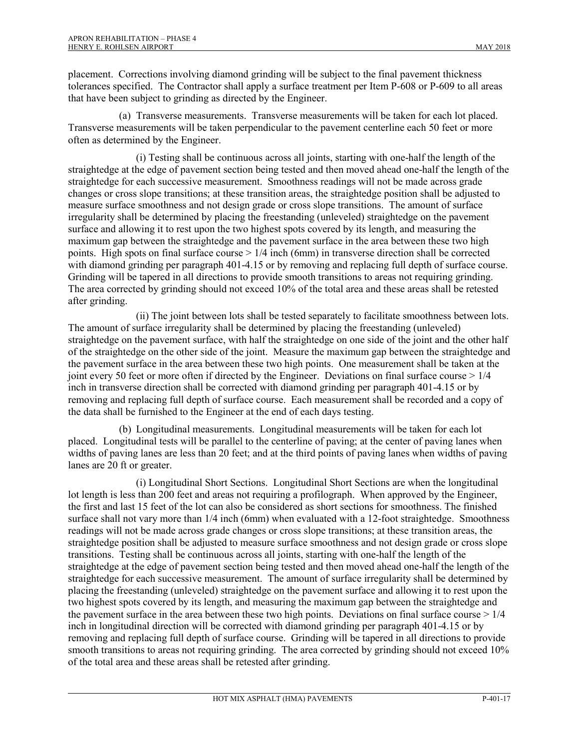placement. Corrections involving diamond grinding will be subject to the final pavement thickness tolerances specified. The Contractor shall apply a surface treatment per Item P-608 or P-609 to all areas that have been subject to grinding as directed by the Engineer.

(a) Transverse measurements. Transverse measurements will be taken for each lot placed. Transverse measurements will be taken perpendicular to the pavement centerline each 50 feet or more often as determined by the Engineer.

(i) Testing shall be continuous across all joints, starting with one-half the length of the straightedge at the edge of pavement section being tested and then moved ahead one-half the length of the straightedge for each successive measurement. Smoothness readings will not be made across grade changes or cross slope transitions; at these transition areas, the straightedge position shall be adjusted to measure surface smoothness and not design grade or cross slope transitions. The amount of surface irregularity shall be determined by placing the freestanding (unleveled) straightedge on the pavement surface and allowing it to rest upon the two highest spots covered by its length, and measuring the maximum gap between the straightedge and the pavement surface in the area between these two high points. High spots on final surface course > 1/4 inch (6mm) in transverse direction shall be corrected with diamond grinding per paragraph 401-4.15 or by removing and replacing full depth of surface course. Grinding will be tapered in all directions to provide smooth transitions to areas not requiring grinding. The area corrected by grinding should not exceed 10% of the total area and these areas shall be retested after grinding.

(ii) The joint between lots shall be tested separately to facilitate smoothness between lots. The amount of surface irregularity shall be determined by placing the freestanding (unleveled) straightedge on the pavement surface, with half the straightedge on one side of the joint and the other half of the straightedge on the other side of the joint. Measure the maximum gap between the straightedge and the pavement surface in the area between these two high points. One measurement shall be taken at the joint every 50 feet or more often if directed by the Engineer. Deviations on final surface course > 1/4 inch in transverse direction shall be corrected with diamond grinding per paragraph 401-4.15 or by removing and replacing full depth of surface course. Each measurement shall be recorded and a copy of the data shall be furnished to the Engineer at the end of each days testing.

(b) Longitudinal measurements. Longitudinal measurements will be taken for each lot placed. Longitudinal tests will be parallel to the centerline of paving; at the center of paving lanes when widths of paving lanes are less than 20 feet; and at the third points of paving lanes when widths of paving lanes are 20 ft or greater.

(i) Longitudinal Short Sections. Longitudinal Short Sections are when the longitudinal lot length is less than 200 feet and areas not requiring a profilograph. When approved by the Engineer, the first and last 15 feet of the lot can also be considered as short sections for smoothness. The finished surface shall not vary more than 1/4 inch (6mm) when evaluated with a 12-foot straightedge. Smoothness readings will not be made across grade changes or cross slope transitions; at these transition areas, the straightedge position shall be adjusted to measure surface smoothness and not design grade or cross slope transitions. Testing shall be continuous across all joints, starting with one-half the length of the straightedge at the edge of pavement section being tested and then moved ahead one-half the length of the straightedge for each successive measurement. The amount of surface irregularity shall be determined by placing the freestanding (unleveled) straightedge on the pavement surface and allowing it to rest upon the two highest spots covered by its length, and measuring the maximum gap between the straightedge and the pavement surface in the area between these two high points. Deviations on final surface course > 1/4 inch in longitudinal direction will be corrected with diamond grinding per paragraph 401-4.15 or by removing and replacing full depth of surface course. Grinding will be tapered in all directions to provide smooth transitions to areas not requiring grinding. The area corrected by grinding should not exceed 10% of the total area and these areas shall be retested after grinding.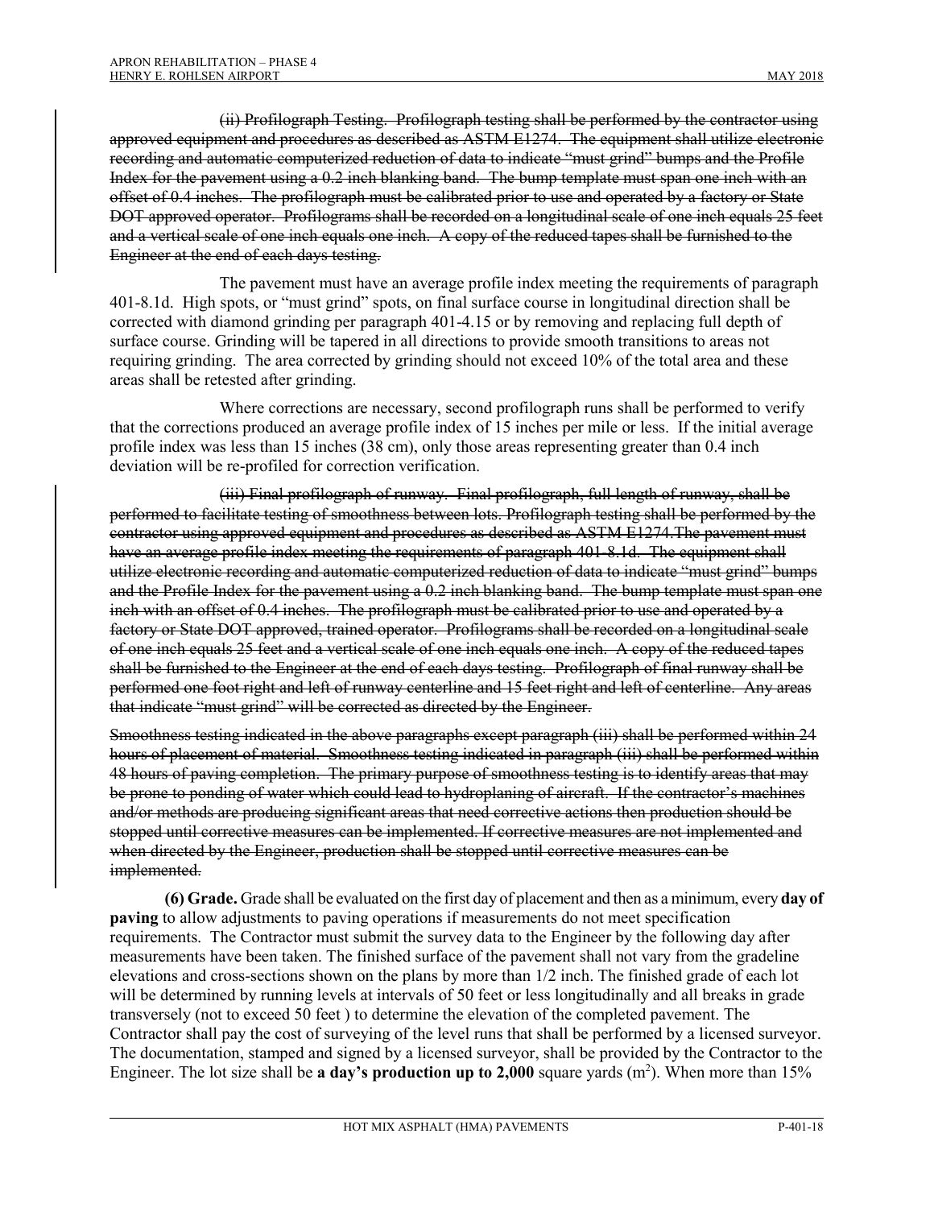~~(ii) Profilograph Testing. Profilograph testing shall be performed by the contractor using approved equipment and procedures as described as ASTM E1274. The equipment shall utilize electronic recording and automatic computerized reduction of data to indicate "must grind" bumps and the Profile Index for the pavement using a 0.2 inch blanking band. The bump template must span one inch with an offset of 0.4 inches. The profilograph must be calibrated prior to use and operated by a factory or State DOT approved operator. Profilograms shall be recorded on a longitudinal scale of one inch equals 25 feet and a vertical scale of one inch equals one inch. A copy of the reduced tapes shall be furnished to the Engineer at the end of each days testing.~~

The pavement must have an average profile index meeting the requirements of paragraph 401-8.1d. High spots, or "must grind" spots, on final surface course in longitudinal direction shall be corrected with diamond grinding per paragraph 401-4.15 or by removing and replacing full depth of surface course. Grinding will be tapered in all directions to provide smooth transitions to areas not requiring grinding. The area corrected by grinding should not exceed 10% of the total area and these areas shall be retested after grinding.

Where corrections are necessary, second profilograph runs shall be performed to verify that the corrections produced an average profile index of 15 inches per mile or less. If the initial average profile index was less than 15 inches (38 cm), only those areas representing greater than 0.4 inch deviation will be re-profiled for correction verification.

~~(iii) Final profilograph of runway. Final profilograph, full-length of runway, shall be performed to facilitate testing of smoothness between lots. Profilograph testing shall be performed by the contractor using approved equipment and procedures as described as ASTM E1274.The pavement must have an average profile index meeting the requirements of paragraph 401-8.1d. The equipment shall utilize electronic recording and automatic computerized reduction of data to indicate "must grind" bumps and the Profile Index for the pavement using a 0.2 inch blanking band. The bump template must span one inch with an offset of 0.4 inches. The profilograph must be calibrated prior to use and operated by a factory or State DOT approved, trained operator. Profilograms shall be recorded on a longitudinal scale of one inch equals 25 feet and a vertical scale of one inch equals one inch. A copy of the reduced tapes shall be furnished to the Engineer at the end of each days testing. Profilograph of final runway shall be performed one foot right and left of runway centerline and 15 feet right and left of centerline. Any areas that indicate "must grind" will be corrected as directed by the Engineer.~~

~~Smoothness testing indicated in the above paragraphs except paragraph (iii) shall be performed within 24 hours of placement of material. Smoothness testing indicated in paragraph (iii) shall be performed within 48 hours of paving completion. The primary purpose of smoothness testing is to identify areas that may be prone to ponding of water which could lead to hydroplaning of aircraft. If the contractor's machines and/or methods are producing significant areas that need corrective actions then production should be stopped until corrective measures can be implemented. If corrective measures are not implemented and when directed by the Engineer, production shall be stopped until corrective measures can be implemented.~~

**(6) Grade.** Grade shall be evaluated on the first day of placement and then as a minimum, every **day of paving** to allow adjustments to paving operations if measurements do not meet specification requirements. The Contractor must submit the survey data to the Engineer by the following day after measurements have been taken. The finished surface of the pavement shall not vary from the gradeline elevations and cross-sections shown on the plans by more than 1/2 inch. The finished grade of each lot will be determined by running levels at intervals of 50 feet or less longitudinally and all breaks in grade transversely (not to exceed 50 feet ) to determine the elevation of the completed pavement. The Contractor shall pay the cost of surveying of the level runs that shall be performed by a licensed surveyor. The documentation, stamped and signed by a licensed surveyor, shall be provided by the Contractor to the Engineer. The lot size shall be **a day's production up to 2,000** square yards ($m^2$). When more than 15%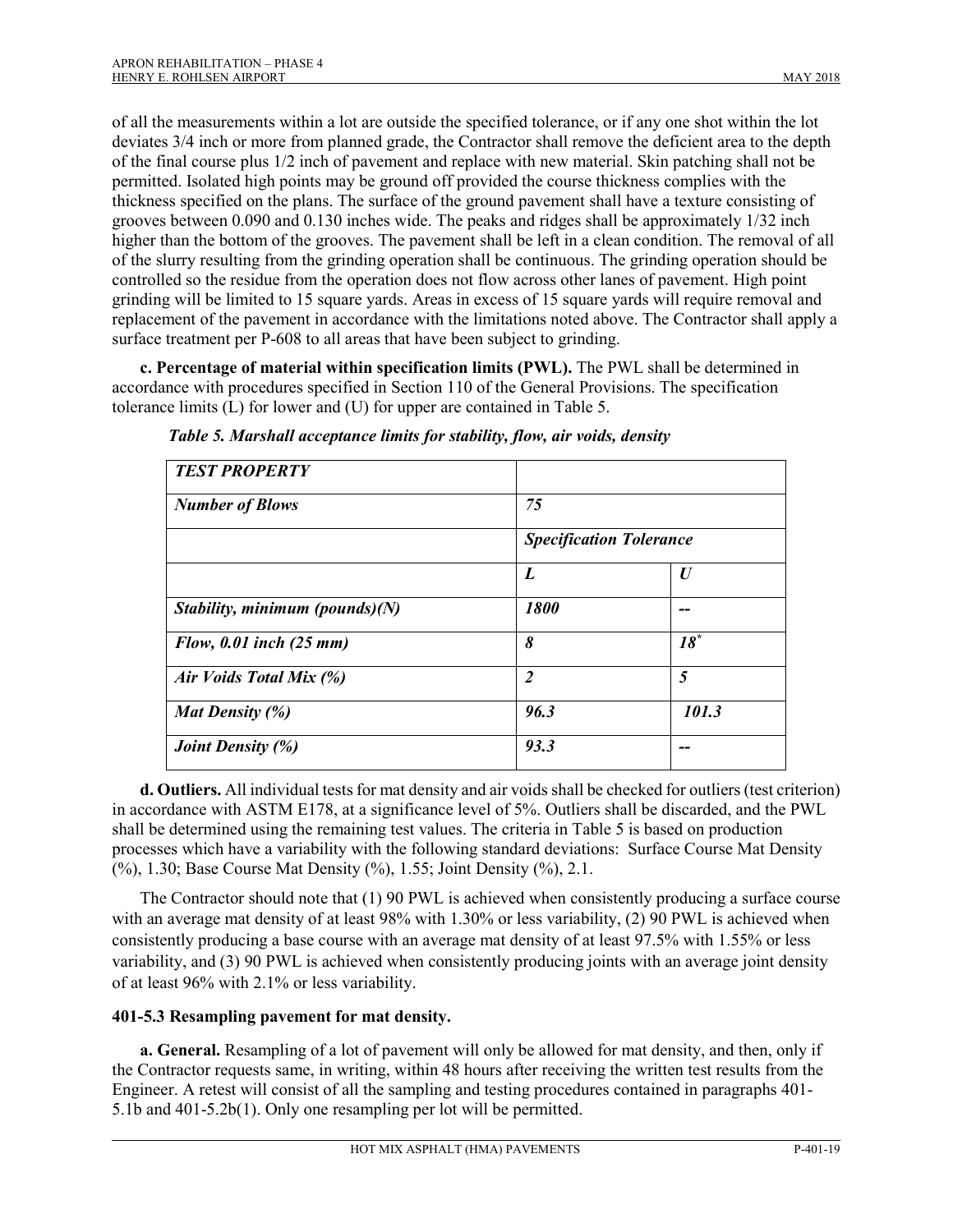of all the measurements within a lot are outside the specified tolerance, or if any one shot within the lot deviates 3/4 inch or more from planned grade, the Contractor shall remove the deficient area to the depth of the final course plus 1/2 inch of pavement and replace with new material. Skin patching shall not be permitted. Isolated high points may be ground off provided the course thickness complies with the thickness specified on the plans. The surface of the ground pavement shall have a texture consisting of grooves between 0.090 and 0.130 inches wide. The peaks and ridges shall be approximately 1/32 inch higher than the bottom of the grooves. The pavement shall be left in a clean condition. The removal of all of the slurry resulting from the grinding operation shall be continuous. The grinding operation should be controlled so the residue from the operation does not flow across other lanes of pavement. High point grinding will be limited to 15 square yards. Areas in excess of 15 square yards will require removal and replacement of the pavement in accordance with the limitations noted above. The Contractor shall apply a surface treatment per P-608 to all areas that have been subject to grinding.

**c. Percentage of material within specification limits (PWL).** The PWL shall be determined in accordance with procedures specified in Section 110 of the General Provisions. The specification tolerance limits (L) for lower and (U) for upper are contained in Table 5.

***Table 5. Marshall acceptance limits for stability, flow, air voids, density***

| ***TEST PROPERTY*** | | |
|---|---|---|
| ***Number of Blows*** | ***75*** | |
| | ***Specification Tolerance*** | |
| | ***L*** | ***U*** |
| ***Stability, minimum (pounds)(N)*** | ***1800*** | ***--*** |
| ***Flow, 0.01 inch (25 mm)*** | ***8*** | ***18**** |
| ***Air Voids Total Mix (%)*** | ***2*** | ***5*** |
| ***Mat Density (%)*** | ***96.3*** | ***101.3*** |
| ***Joint Density (%)*** | ***93.3*** | ***--*** |

**d. Outliers.** All individual tests for mat density and air voids shall be checked for outliers (test criterion) in accordance with ASTM E178, at a significance level of 5%. Outliers shall be discarded, and the PWL shall be determined using the remaining test values. The criteria in Table 5 is based on production processes which have a variability with the following standard deviations: Surface Course Mat Density (%), 1.30; Base Course Mat Density (%), 1.55; Joint Density (%), 2.1.

The Contractor should note that (1) 90 PWL is achieved when consistently producing a surface course with an average mat density of at least 98% with 1.30% or less variability, (2) 90 PWL is achieved when consistently producing a base course with an average mat density of at least 97.5% with 1.55% or less variability, and (3) 90 PWL is achieved when consistently producing joints with an average joint density of at least 96% with 2.1% or less variability.

**401-5.3 Resampling pavement for mat density.**

**a. General.** Resampling of a lot of pavement will only be allowed for mat density, and then, only if the Contractor requests same, in writing, within 48 hours after receiving the written test results from the Engineer. A retest will consist of all the sampling and testing procedures contained in paragraphs 401-5.1b and 401-5.2b(1). Only one resampling per lot will be permitted.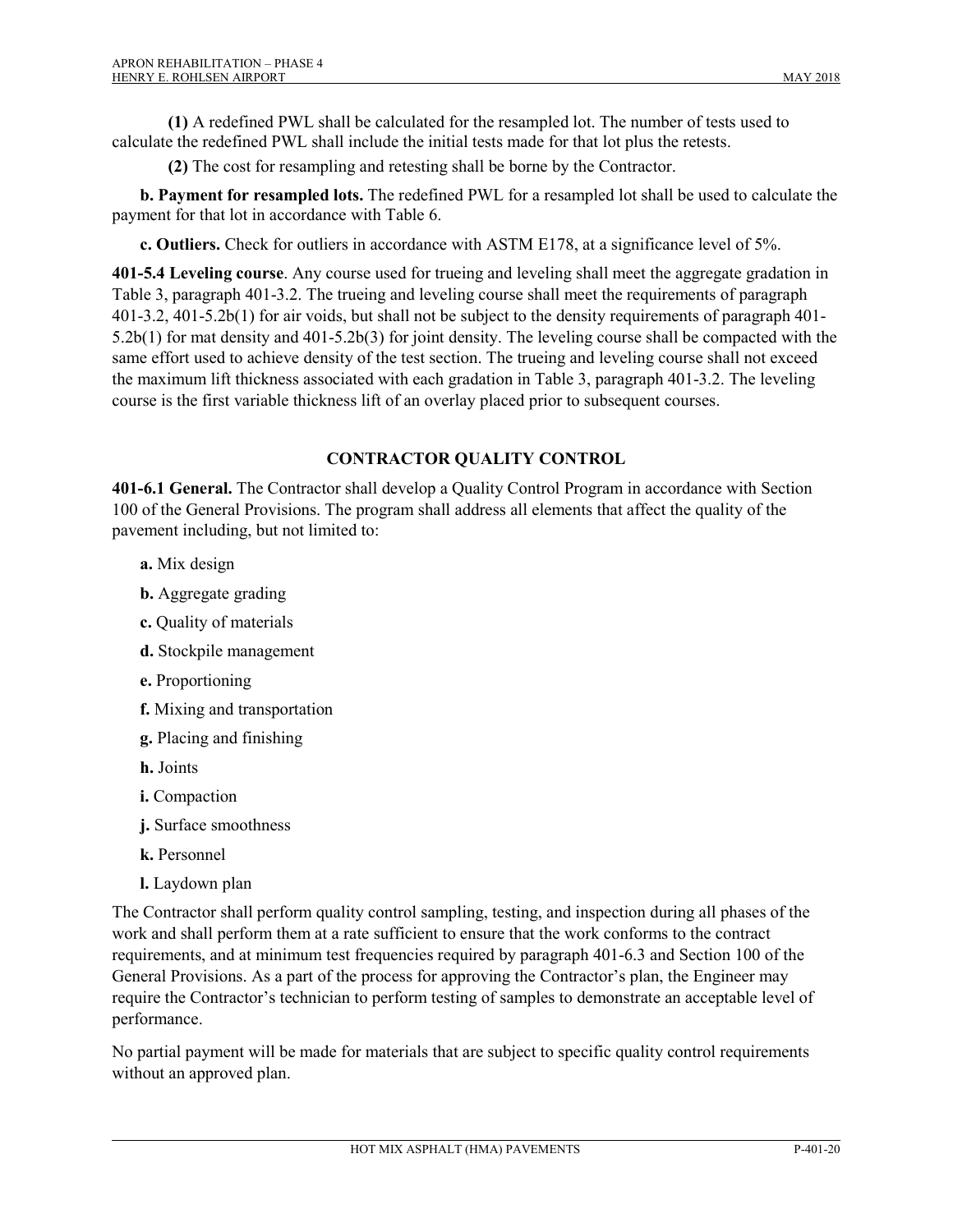**(1)** A redefined PWL shall be calculated for the resampled lot. The number of tests used to calculate the redefined PWL shall include the initial tests made for that lot plus the retests.

**(2)** The cost for resampling and retesting shall be borne by the Contractor.

**b. Payment for resampled lots.** The redefined PWL for a resampled lot shall be used to calculate the payment for that lot in accordance with Table 6.

**c. Outliers.** Check for outliers in accordance with ASTM E178, at a significance level of 5%.

**401-5.4 Leveling course**. Any course used for trueing and leveling shall meet the aggregate gradation in Table 3, paragraph 401-3.2. The trueing and leveling course shall meet the requirements of paragraph 401-3.2, 401-5.2b(1) for air voids, but shall not be subject to the density requirements of paragraph 401-5.2b(1) for mat density and 401-5.2b(3) for joint density. The leveling course shall be compacted with the same effort used to achieve density of the test section. The trueing and leveling course shall not exceed the maximum lift thickness associated with each gradation in Table 3, paragraph 401-3.2. The leveling course is the first variable thickness lift of an overlay placed prior to subsequent courses.

## CONTRACTOR QUALITY CONTROL

**401-6.1 General.** The Contractor shall develop a Quality Control Program in accordance with Section 100 of the General Provisions. The program shall address all elements that affect the quality of the pavement including, but not limited to:

**a.** Mix design

**b.** Aggregate grading

**c.** Quality of materials

**d.** Stockpile management

**e.** Proportioning

**f.** Mixing and transportation

**g.** Placing and finishing

**h.** Joints

**i.** Compaction

**j.** Surface smoothness

**k.** Personnel

**l.** Laydown plan

The Contractor shall perform quality control sampling, testing, and inspection during all phases of the work and shall perform them at a rate sufficient to ensure that the work conforms to the contract requirements, and at minimum test frequencies required by paragraph 401-6.3 and Section 100 of the General Provisions. As a part of the process for approving the Contractor's plan, the Engineer may require the Contractor's technician to perform testing of samples to demonstrate an acceptable level of performance.

No partial payment will be made for materials that are subject to specific quality control requirements without an approved plan.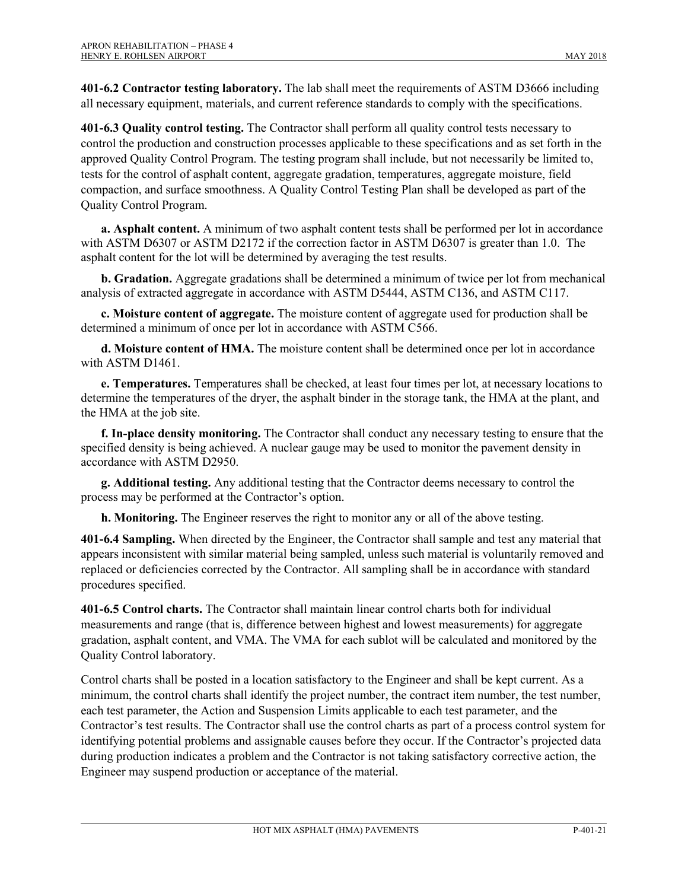**401-6.2 Contractor testing laboratory.** The lab shall meet the requirements of ASTM D3666 including all necessary equipment, materials, and current reference standards to comply with the specifications.

**401-6.3 Quality control testing.** The Contractor shall perform all quality control tests necessary to control the production and construction processes applicable to these specifications and as set forth in the approved Quality Control Program. The testing program shall include, but not necessarily be limited to, tests for the control of asphalt content, aggregate gradation, temperatures, aggregate moisture, field compaction, and surface smoothness. A Quality Control Testing Plan shall be developed as part of the Quality Control Program.

**a. Asphalt content.** A minimum of two asphalt content tests shall be performed per lot in accordance with ASTM D6307 or ASTM D2172 if the correction factor in ASTM D6307 is greater than 1.0. The asphalt content for the lot will be determined by averaging the test results.

**b. Gradation.** Aggregate gradations shall be determined a minimum of twice per lot from mechanical analysis of extracted aggregate in accordance with ASTM D5444, ASTM C136, and ASTM C117.

**c. Moisture content of aggregate.** The moisture content of aggregate used for production shall be determined a minimum of once per lot in accordance with ASTM C566.

**d. Moisture content of HMA.** The moisture content shall be determined once per lot in accordance with ASTM D1461.

**e. Temperatures.** Temperatures shall be checked, at least four times per lot, at necessary locations to determine the temperatures of the dryer, the asphalt binder in the storage tank, the HMA at the plant, and the HMA at the job site.

**f. In-place density monitoring.** The Contractor shall conduct any necessary testing to ensure that the specified density is being achieved. A nuclear gauge may be used to monitor the pavement density in accordance with ASTM D2950.

**g. Additional testing.** Any additional testing that the Contractor deems necessary to control the process may be performed at the Contractor's option.

**h. Monitoring.** The Engineer reserves the right to monitor any or all of the above testing.

**401-6.4 Sampling.** When directed by the Engineer, the Contractor shall sample and test any material that appears inconsistent with similar material being sampled, unless such material is voluntarily removed and replaced or deficiencies corrected by the Contractor. All sampling shall be in accordance with standard procedures specified.

**401-6.5 Control charts.** The Contractor shall maintain linear control charts both for individual measurements and range (that is, difference between highest and lowest measurements) for aggregate gradation, asphalt content, and VMA. The VMA for each sublot will be calculated and monitored by the Quality Control laboratory.

Control charts shall be posted in a location satisfactory to the Engineer and shall be kept current. As a minimum, the control charts shall identify the project number, the contract item number, the test number, each test parameter, the Action and Suspension Limits applicable to each test parameter, and the Contractor's test results. The Contractor shall use the control charts as part of a process control system for identifying potential problems and assignable causes before they occur. If the Contractor's projected data during production indicates a problem and the Contractor is not taking satisfactory corrective action, the Engineer may suspend production or acceptance of the material.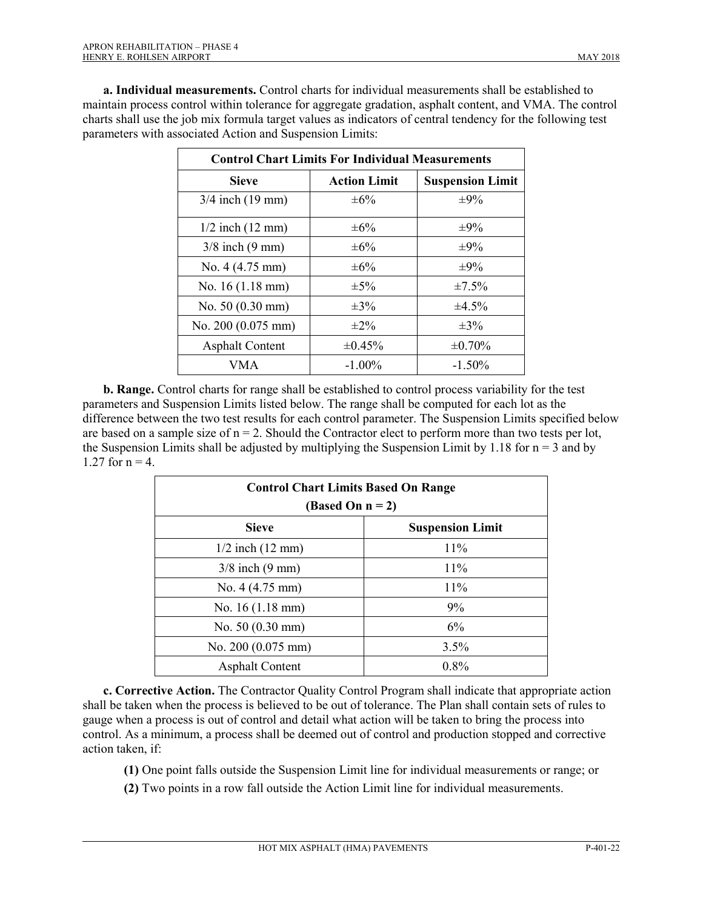**a. Individual measurements.** Control charts for individual measurements shall be established to maintain process control within tolerance for aggregate gradation, asphalt content, and VMA. The control charts shall use the job mix formula target values as indicators of central tendency for the following test parameters with associated Action and Suspension Limits:

| Control Chart Limits For Individual Measurements | | |
|---|---|---|
| **Sieve** | **Action Limit** | **Suspension Limit** |
| 3/4 inch (19 mm) | ±6% | ±9% |
| 1/2 inch (12 mm) | ±6% | ±9% |
| 3/8 inch (9 mm) | ±6% | ±9% |
| No. 4 (4.75 mm) | ±6% | ±9% |
| No. 16 (1.18 mm) | ±5% | ±7.5% |
| No. 50 (0.30 mm) | ±3% | ±4.5% |
| No. 200 (0.075 mm) | ±2% | ±3% |
| Asphalt Content | ±0.45% | ±0.70% |
| VMA | -1.00% | -1.50% |

**b. Range.** Control charts for range shall be established to control process variability for the test parameters and Suspension Limits listed below. The range shall be computed for each lot as the difference between the two test results for each control parameter. The Suspension Limits specified below are based on a sample size of n = 2. Should the Contractor elect to perform more than two tests per lot, the Suspension Limits shall be adjusted by multiplying the Suspension Limit by 1.18 for n = 3 and by 1.27 for n = 4.

| Control Chart Limits Based On Range (Based On n = 2) | |
|---|---|
| **Sieve** | **Suspension Limit** |
| 1/2 inch (12 mm) | 11% |
| 3/8 inch (9 mm) | 11% |
| No. 4 (4.75 mm) | 11% |
| No. 16 (1.18 mm) | 9% |
| No. 50 (0.30 mm) | 6% |
| No. 200 (0.075 mm) | 3.5% |
| Asphalt Content | 0.8% |

**c. Corrective Action.** The Contractor Quality Control Program shall indicate that appropriate action shall be taken when the process is believed to be out of tolerance. The Plan shall contain sets of rules to gauge when a process is out of control and detail what action will be taken to bring the process into control. As a minimum, a process shall be deemed out of control and production stopped and corrective action taken, if:

**(1)** One point falls outside the Suspension Limit line for individual measurements or range; or

**(2)** Two points in a row fall outside the Action Limit line for individual measurements.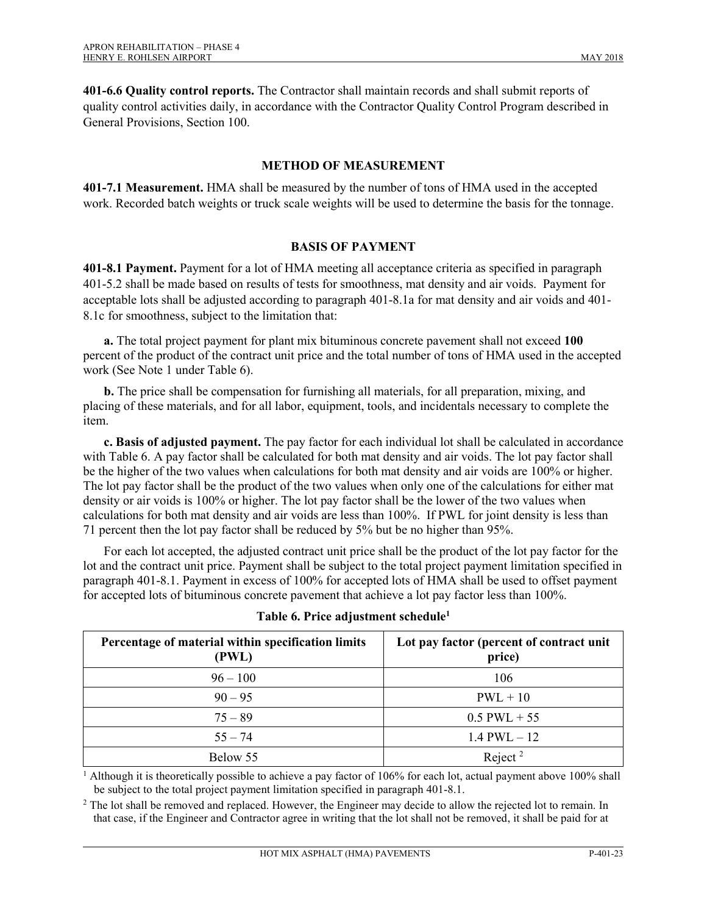**401-6.6 Quality control reports.** The Contractor shall maintain records and shall submit reports of quality control activities daily, in accordance with the Contractor Quality Control Program described in General Provisions, Section 100.

## METHOD OF MEASUREMENT

**401-7.1 Measurement.** HMA shall be measured by the number of tons of HMA used in the accepted work. Recorded batch weights or truck scale weights will be used to determine the basis for the tonnage.

## BASIS OF PAYMENT

**401-8.1 Payment.** Payment for a lot of HMA meeting all acceptance criteria as specified in paragraph 401-5.2 shall be made based on results of tests for smoothness, mat density and air voids. Payment for acceptable lots shall be adjusted according to paragraph 401-8.1a for mat density and air voids and 401-8.1c for smoothness, subject to the limitation that:

**a.** The total project payment for plant mix bituminous concrete pavement shall not exceed **100** percent of the product of the contract unit price and the total number of tons of HMA used in the accepted work (See Note 1 under Table 6).

**b.** The price shall be compensation for furnishing all materials, for all preparation, mixing, and placing of these materials, and for all labor, equipment, tools, and incidentals necessary to complete the item.

**c. Basis of adjusted payment.** The pay factor for each individual lot shall be calculated in accordance with Table 6. A pay factor shall be calculated for both mat density and air voids. The lot pay factor shall be the higher of the two values when calculations for both mat density and air voids are 100% or higher. The lot pay factor shall be the product of the two values when only one of the calculations for either mat density or air voids is 100% or higher. The lot pay factor shall be the lower of the two values when calculations for both mat density and air voids are less than 100%. If PWL for joint density is less than 71 percent then the lot pay factor shall be reduced by 5% but be no higher than 95%.

For each lot accepted, the adjusted contract unit price shall be the product of the lot pay factor for the lot and the contract unit price. Payment shall be subject to the total project payment limitation specified in paragraph 401-8.1. Payment in excess of 100% for accepted lots of HMA shall be used to offset payment for accepted lots of bituminous concrete pavement that achieve a lot pay factor less than 100%.

**Table 6. Price adjustment schedule[1]**

| Percentage of material within specification limits (PWL) | Lot pay factor (percent of contract unit price) |
|---|---|
| 96 – 100 | 106 |
| 90 – 95 | PWL + 10 |
| 75 – 89 | 0.5 PWL + 55 |
| 55 – 74 | 1.4 PWL – 12 |
| Below 55 | Reject [2] |

[1] Although it is theoretically possible to achieve a pay factor of 106% for each lot, actual payment above 100% shall be subject to the total project payment limitation specified in paragraph 401-8.1.

[2] The lot shall be removed and replaced. However, the Engineer may decide to allow the rejected lot to remain. In that case, if the Engineer and Contractor agree in writing that the lot shall not be removed, it shall be paid for at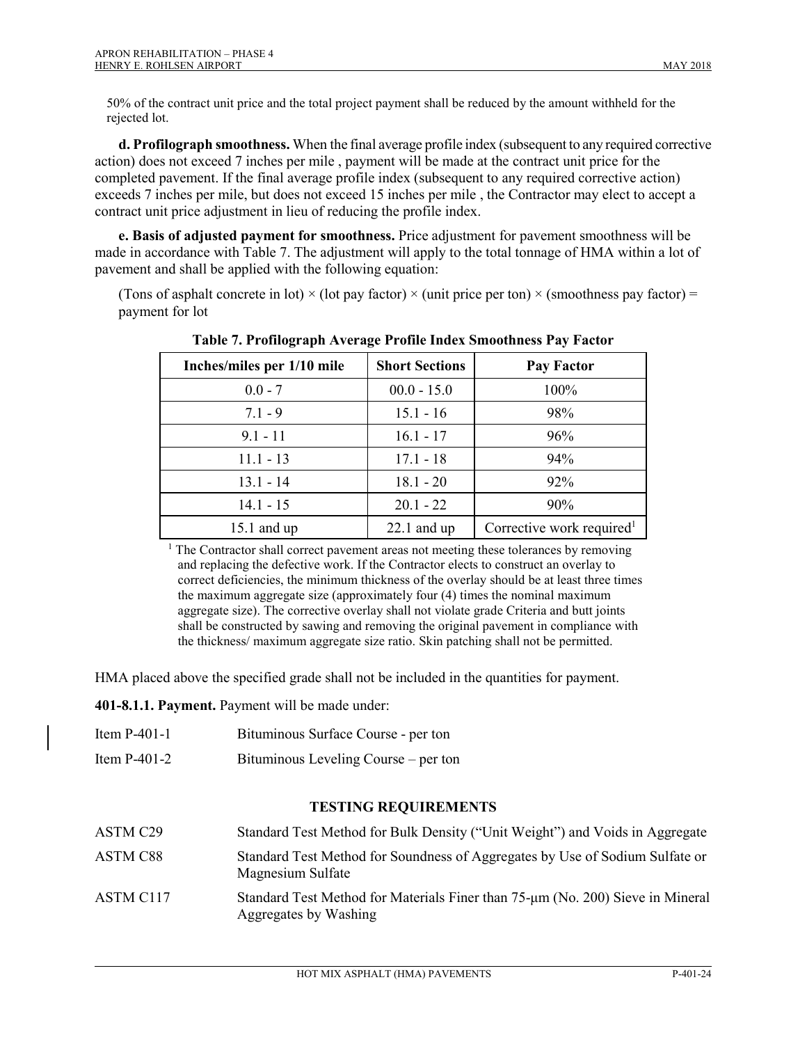50% of the contract unit price and the total project payment shall be reduced by the amount withheld for the rejected lot.

**d. Profilograph smoothness.** When the final average profile index (subsequent to any required corrective action) does not exceed 7 inches per mile , payment will be made at the contract unit price for the completed pavement. If the final average profile index (subsequent to any required corrective action) exceeds 7 inches per mile, but does not exceed 15 inches per mile , the Contractor may elect to accept a contract unit price adjustment in lieu of reducing the profile index.

**e. Basis of adjusted payment for smoothness.** Price adjustment for pavement smoothness will be made in accordance with Table 7. The adjustment will apply to the total tonnage of HMA within a lot of pavement and shall be applied with the following equation:

(Tons of asphalt concrete in lot) × (lot pay factor) × (unit price per ton) × (smoothness pay factor) = payment for lot

**Table 7. Profilograph Average Profile Index Smoothness Pay Factor**

| Inches/miles per 1/10 mile | Short Sections | Pay Factor |
|---|---|---|
| 0.0 - 7 | 00.0 - 15.0 | 100% |
| 7.1 - 9 | 15.1 - 16 | 98% |
| 9.1 - 11 | 16.1 - 17 | 96% |
| 11.1 - 13 | 17.1 - 18 | 94% |
| 13.1 - 14 | 18.1 - 20 | 92% |
| 14.1 - 15 | 20.1 - 22 | 90% |
| 15.1 and up | 22.1 and up | Corrective work required[1] |

[1] The Contractor shall correct pavement areas not meeting these tolerances by removing and replacing the defective work. If the Contractor elects to construct an overlay to correct deficiencies, the minimum thickness of the overlay should be at least three times the maximum aggregate size (approximately four (4) times the nominal maximum aggregate size). The corrective overlay shall not violate grade Criteria and butt joints shall be constructed by sawing and removing the original pavement in compliance with the thickness/ maximum aggregate size ratio. Skin patching shall not be permitted.

HMA placed above the specified grade shall not be included in the quantities for payment.

**401-8.1.1. Payment.** Payment will be made under:

| | |
|---|---|
| Item P-401-1 | Bituminous Surface Course - per ton |
| Item P-401-2 | Bituminous Leveling Course – per ton |

## TESTING REQUIREMENTS

| | |
|---|---|
| ASTM C29 | Standard Test Method for Bulk Density ("Unit Weight") and Voids in Aggregate |
| ASTM C88 | Standard Test Method for Soundness of Aggregates by Use of Sodium Sulfate or Magnesium Sulfate |
| ASTM C117 | Standard Test Method for Materials Finer than 75-μm (No. 200) Sieve in Mineral Aggregates by Washing |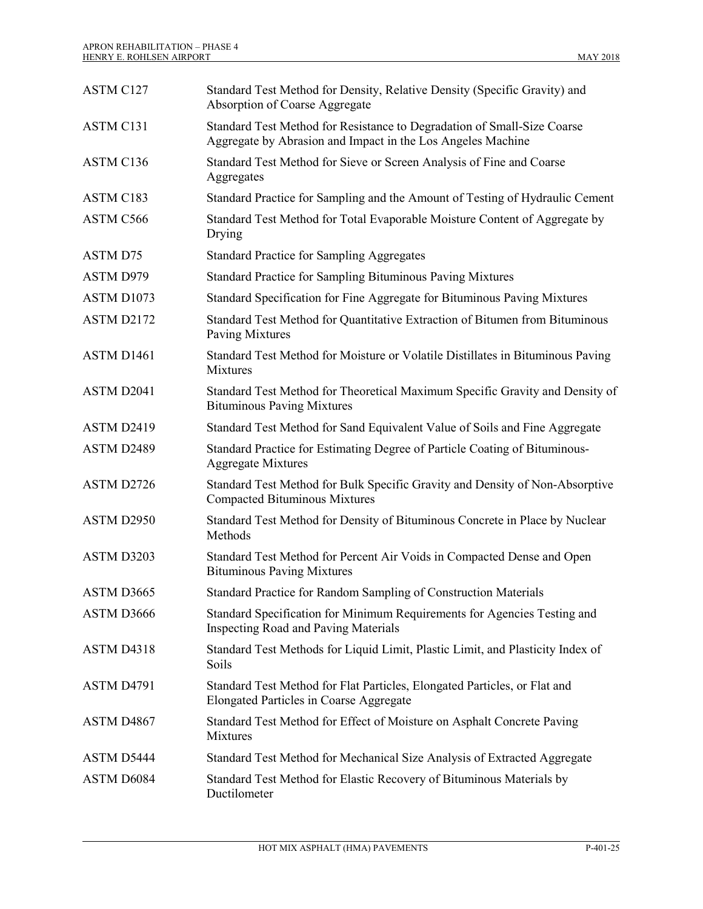| | |
|---|---|
| ASTM C127 | Standard Test Method for Density, Relative Density (Specific Gravity) and Absorption of Coarse Aggregate |
| ASTM C131 | Standard Test Method for Resistance to Degradation of Small-Size Coarse Aggregate by Abrasion and Impact in the Los Angeles Machine |
| ASTM C136 | Standard Test Method for Sieve or Screen Analysis of Fine and Coarse Aggregates |
| ASTM C183 | Standard Practice for Sampling and the Amount of Testing of Hydraulic Cement |
| ASTM C566 | Standard Test Method for Total Evaporable Moisture Content of Aggregate by Drying |
| ASTM D75 | Standard Practice for Sampling Aggregates |
| ASTM D979 | Standard Practice for Sampling Bituminous Paving Mixtures |
| ASTM D1073 | Standard Specification for Fine Aggregate for Bituminous Paving Mixtures |
| ASTM D2172 | Standard Test Method for Quantitative Extraction of Bitumen from Bituminous Paving Mixtures |
| ASTM D1461 | Standard Test Method for Moisture or Volatile Distillates in Bituminous Paving Mixtures |
| ASTM D2041 | Standard Test Method for Theoretical Maximum Specific Gravity and Density of Bituminous Paving Mixtures |
| ASTM D2419 | Standard Test Method for Sand Equivalent Value of Soils and Fine Aggregate |
| ASTM D2489 | Standard Practice for Estimating Degree of Particle Coating of Bituminous-Aggregate Mixtures |
| ASTM D2726 | Standard Test Method for Bulk Specific Gravity and Density of Non-Absorptive Compacted Bituminous Mixtures |
| ASTM D2950 | Standard Test Method for Density of Bituminous Concrete in Place by Nuclear Methods |
| ASTM D3203 | Standard Test Method for Percent Air Voids in Compacted Dense and Open Bituminous Paving Mixtures |
| ASTM D3665 | Standard Practice for Random Sampling of Construction Materials |
| ASTM D3666 | Standard Specification for Minimum Requirements for Agencies Testing and Inspecting Road and Paving Materials |
| ASTM D4318 | Standard Test Methods for Liquid Limit, Plastic Limit, and Plasticity Index of Soils |
| ASTM D4791 | Standard Test Method for Flat Particles, Elongated Particles, or Flat and Elongated Particles in Coarse Aggregate |
| ASTM D4867 | Standard Test Method for Effect of Moisture on Asphalt Concrete Paving Mixtures |
| ASTM D5444 | Standard Test Method for Mechanical Size Analysis of Extracted Aggregate |
| ASTM D6084 | Standard Test Method for Elastic Recovery of Bituminous Materials by Ductilometer |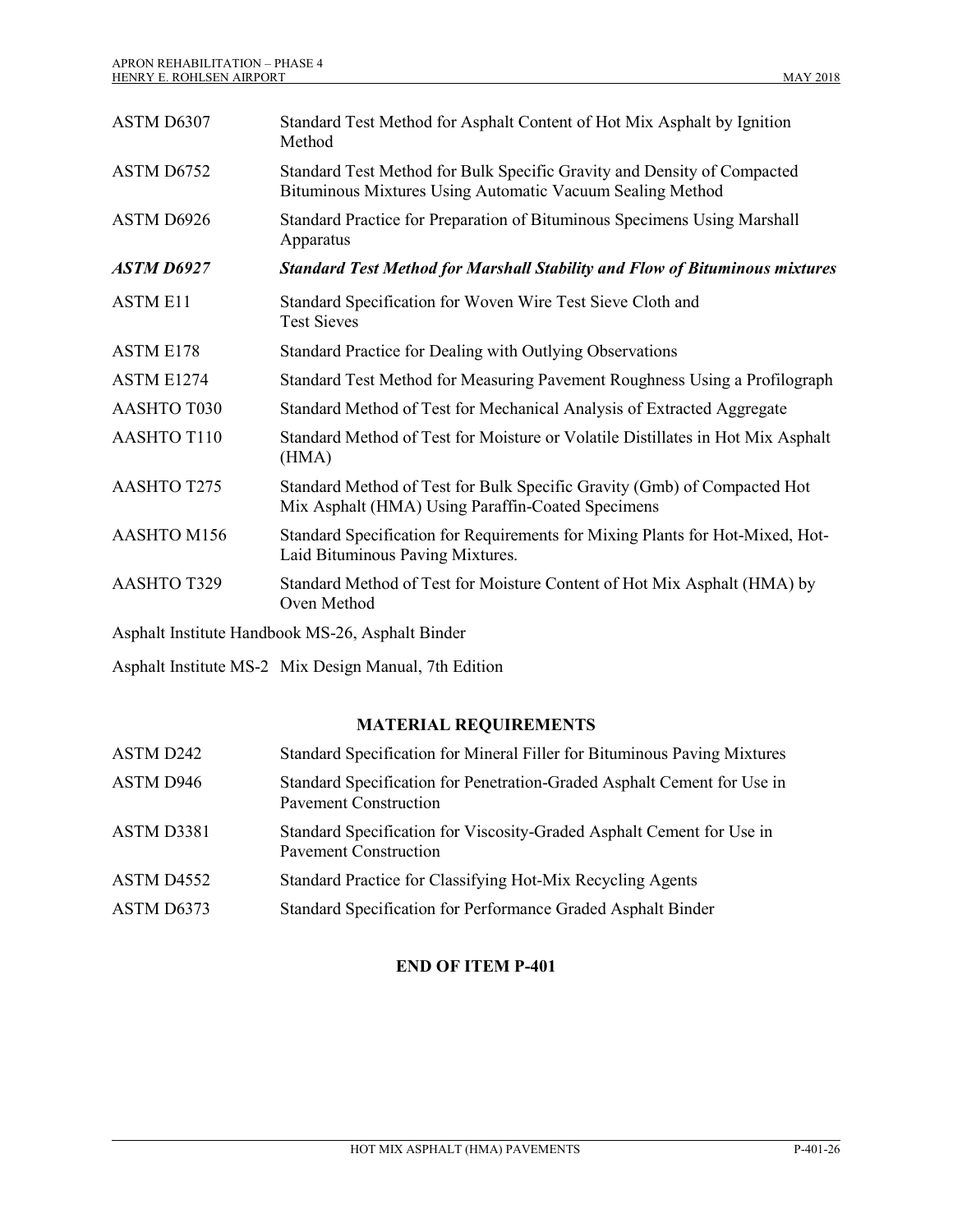| | |
|---|---|
| ASTM D6307 | Standard Test Method for Asphalt Content of Hot Mix Asphalt by Ignition Method |
| ASTM D6752 | Standard Test Method for Bulk Specific Gravity and Density of Compacted Bituminous Mixtures Using Automatic Vacuum Sealing Method |
| ASTM D6926 | Standard Practice for Preparation of Bituminous Specimens Using Marshall Apparatus |
| ***ASTM D6927*** | ***Standard Test Method for Marshall Stability and Flow of Bituminous mixtures*** |
| ASTM E11 | Standard Specification for Woven Wire Test Sieve Cloth and Test Sieves |
| ASTM E178 | Standard Practice for Dealing with Outlying Observations |
| ASTM E1274 | Standard Test Method for Measuring Pavement Roughness Using a Profilograph |
| AASHTO T030 | Standard Method of Test for Mechanical Analysis of Extracted Aggregate |
| AASHTO T110 | Standard Method of Test for Moisture or Volatile Distillates in Hot Mix Asphalt (HMA) |
| AASHTO T275 | Standard Method of Test for Bulk Specific Gravity (Gmb) of Compacted Hot Mix Asphalt (HMA) Using Paraffin-Coated Specimens |
| AASHTO M156 | Standard Specification for Requirements for Mixing Plants for Hot-Mixed, Hot-Laid Bituminous Paving Mixtures. |
| AASHTO T329 | Standard Method of Test for Moisture Content of Hot Mix Asphalt (HMA) by Oven Method |

Asphalt Institute Handbook MS-26, Asphalt Binder

Asphalt Institute MS-2 Mix Design Manual, 7th Edition

## MATERIAL REQUIREMENTS

| | |
|---|---|
| ASTM D242 | Standard Specification for Mineral Filler for Bituminous Paving Mixtures |
| ASTM D946 | Standard Specification for Penetration-Graded Asphalt Cement for Use in Pavement Construction |
| ASTM D3381 | Standard Specification for Viscosity-Graded Asphalt Cement for Use in Pavement Construction |
| ASTM D4552 | Standard Practice for Classifying Hot-Mix Recycling Agents |
| ASTM D6373 | Standard Specification for Performance Graded Asphalt Binder |

**END OF ITEM P-401**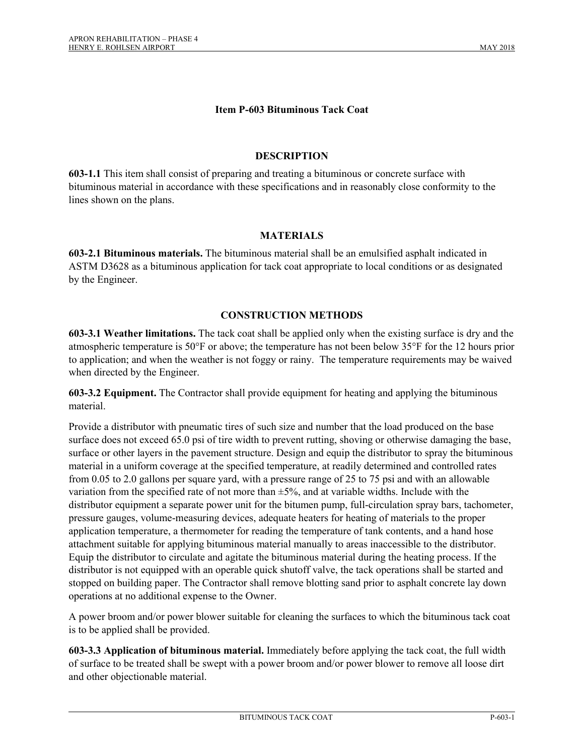# Item P-603 Bituminous Tack Coat

## DESCRIPTION

**603-1.1** This item shall consist of preparing and treating a bituminous or concrete surface with bituminous material in accordance with these specifications and in reasonably close conformity to the lines shown on the plans.

## MATERIALS

**603-2.1 Bituminous materials.** The bituminous material shall be an emulsified asphalt indicated in ASTM D3628 as a bituminous application for tack coat appropriate to local conditions or as designated by the Engineer.

## CONSTRUCTION METHODS

**603-3.1 Weather limitations.** The tack coat shall be applied only when the existing surface is dry and the atmospheric temperature is 50°F or above; the temperature has not been below 35°F for the 12 hours prior to application; and when the weather is not foggy or rainy. The temperature requirements may be waived when directed by the Engineer.

**603-3.2 Equipment.** The Contractor shall provide equipment for heating and applying the bituminous material.

Provide a distributor with pneumatic tires of such size and number that the load produced on the base surface does not exceed 65.0 psi of tire width to prevent rutting, shoving or otherwise damaging the base, surface or other layers in the pavement structure. Design and equip the distributor to spray the bituminous material in a uniform coverage at the specified temperature, at readily determined and controlled rates from 0.05 to 2.0 gallons per square yard, with a pressure range of 25 to 75 psi and with an allowable variation from the specified rate of not more than ±5%, and at variable widths. Include with the distributor equipment a separate power unit for the bitumen pump, full-circulation spray bars, tachometer, pressure gauges, volume-measuring devices, adequate heaters for heating of materials to the proper application temperature, a thermometer for reading the temperature of tank contents, and a hand hose attachment suitable for applying bituminous material manually to areas inaccessible to the distributor. Equip the distributor to circulate and agitate the bituminous material during the heating process. If the distributor is not equipped with an operable quick shutoff valve, the tack operations shall be started and stopped on building paper. The Contractor shall remove blotting sand prior to asphalt concrete lay down operations at no additional expense to the Owner.

A power broom and/or power blower suitable for cleaning the surfaces to which the bituminous tack coat is to be applied shall be provided.

**603-3.3 Application of bituminous material.** Immediately before applying the tack coat, the full width of surface to be treated shall be swept with a power broom and/or power blower to remove all loose dirt and other objectionable material.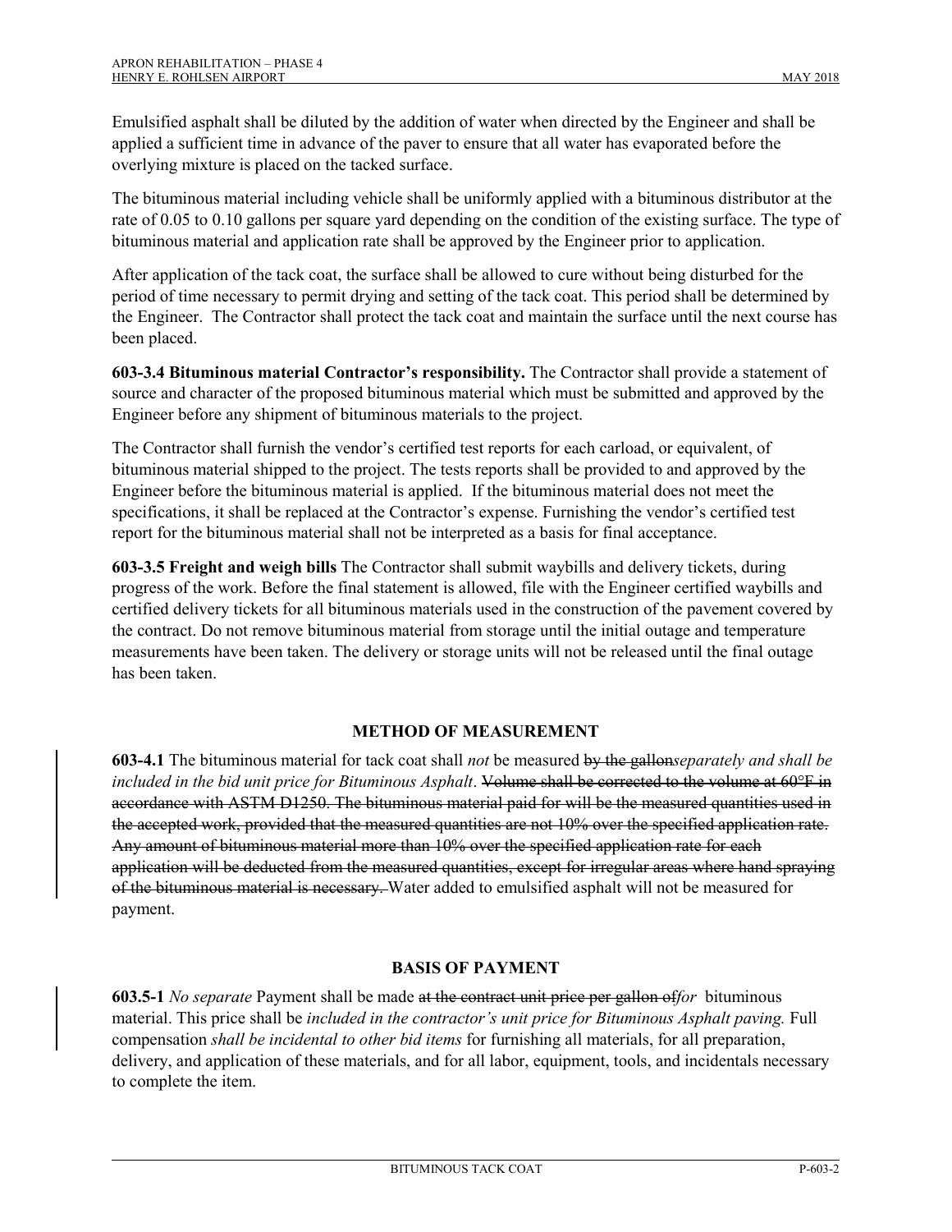Emulsified asphalt shall be diluted by the addition of water when directed by the Engineer and shall be applied a sufficient time in advance of the paver to ensure that all water has evaporated before the overlying mixture is placed on the tacked surface.

The bituminous material including vehicle shall be uniformly applied with a bituminous distributor at the rate of 0.05 to 0.10 gallons per square yard depending on the condition of the existing surface. The type of bituminous material and application rate shall be approved by the Engineer prior to application.

After application of the tack coat, the surface shall be allowed to cure without being disturbed for the period of time necessary to permit drying and setting of the tack coat. This period shall be determined by the Engineer. The Contractor shall protect the tack coat and maintain the surface until the next course has been placed.

**603-3.4 Bituminous material Contractor's responsibility.** The Contractor shall provide a statement of source and character of the proposed bituminous material which must be submitted and approved by the Engineer before any shipment of bituminous materials to the project.

The Contractor shall furnish the vendor's certified test reports for each carload, or equivalent, of bituminous material shipped to the project. The tests reports shall be provided to and approved by the Engineer before the bituminous material is applied. If the bituminous material does not meet the specifications, it shall be replaced at the Contractor's expense. Furnishing the vendor's certified test report for the bituminous material shall not be interpreted as a basis for final acceptance.

**603-3.5 Freight and weigh bills** The Contractor shall submit waybills and delivery tickets, during progress of the work. Before the final statement is allowed, file with the Engineer certified waybills and certified delivery tickets for all bituminous materials used in the construction of the pavement covered by the contract. Do not remove bituminous material from storage until the initial outage and temperature measurements have been taken. The delivery or storage units will not be released until the final outage has been taken.

## METHOD OF MEASUREMENT

**603-4.1** The bituminous material for tack coat shall *not* be measured ~~by the gallon~~*separately and shall be included in the bid unit price for Bituminous Asphalt*. ~~Volume shall be corrected to the volume at 60°F in accordance with ASTM D1250. The bituminous material paid for will be the measured quantities used in the accepted work, provided that the measured quantities are not 10% over the specified application rate. Any amount of bituminous material more than 10% over the specified application rate for each application will be deducted from the measured quantities, except for irregular areas where hand spraying of the bituminous material is necessary.~~ Water added to emulsified asphalt will not be measured for payment.

## BASIS OF PAYMENT

**603.5-1** *No separate* Payment shall be made ~~at the contract unit price per gallon of~~*for* bituminous material. This price shall be *included in the contractor's unit price for Bituminous Asphalt paving.* Full compensation *shall be incidental to other bid items* for furnishing all materials, for all preparation, delivery, and application of these materials, and for all labor, equipment, tools, and incidentals necessary to complete the item.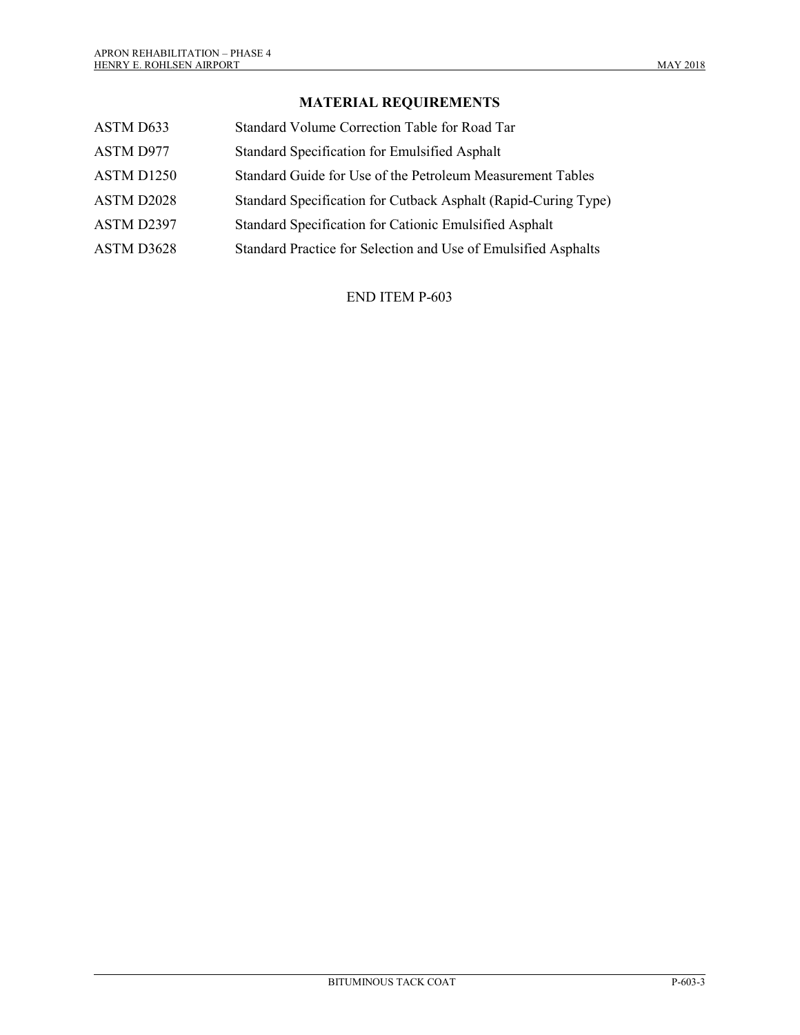## MATERIAL REQUIREMENTS

| | |
|---|---|
| ASTM D633 | Standard Volume Correction Table for Road Tar |
| ASTM D977 | Standard Specification for Emulsified Asphalt |
| ASTM D1250 | Standard Guide for Use of the Petroleum Measurement Tables |
| ASTM D2028 | Standard Specification for Cutback Asphalt (Rapid-Curing Type) |
| ASTM D2397 | Standard Specification for Cationic Emulsified Asphalt |
| ASTM D3628 | Standard Practice for Selection and Use of Emulsified Asphalts |

END ITEM P-603